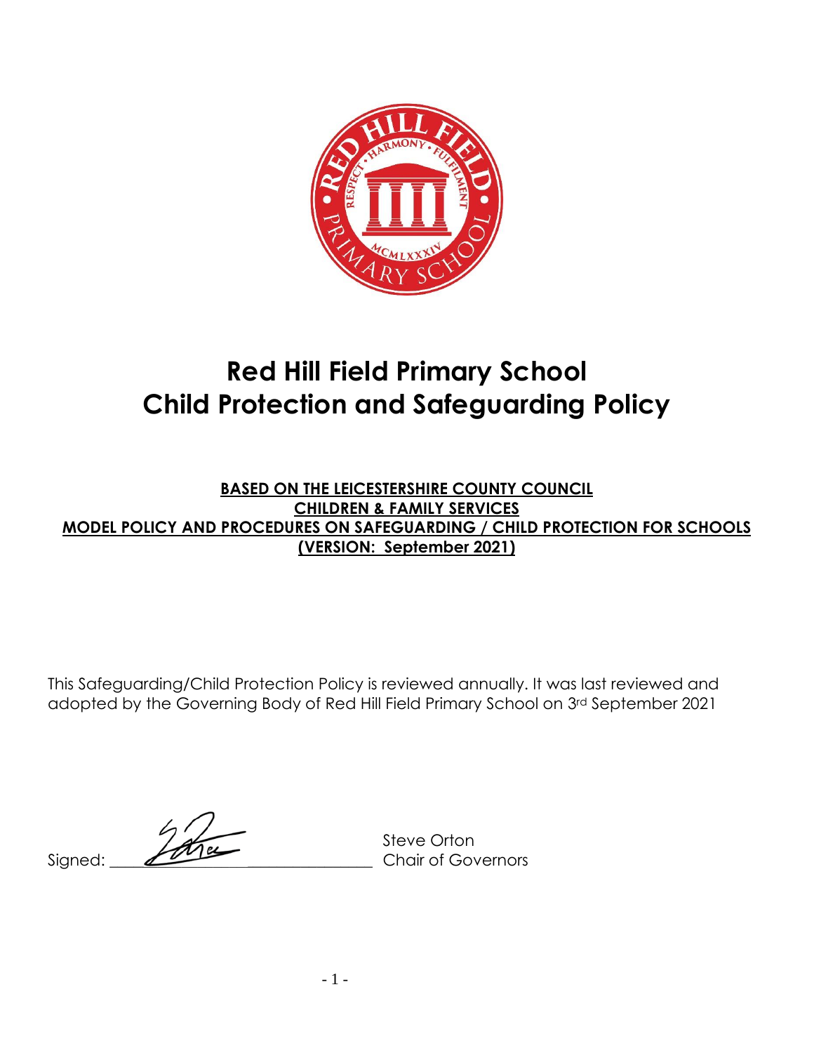# Red Hill Field Primary School
# Child Protection and Safeguarding Policy

**BASED ON THE LEICESTERSHIRE COUNTY COUNCIL**
**CHILDREN & FAMILY SERVICES**
**MODEL POLICY AND PROCEDURES ON SAFEGUARDING / CHILD PROTECTION FOR SCHOOLS**
**(VERSION: September 2021)**

This Safeguarding/Child Protection Policy is reviewed annually. It was last reviewed and adopted by the Governing Body of Red Hill Field Primary School on 3rd September 2021

Signed: ______________________________ Steve Orton
Chair of Governors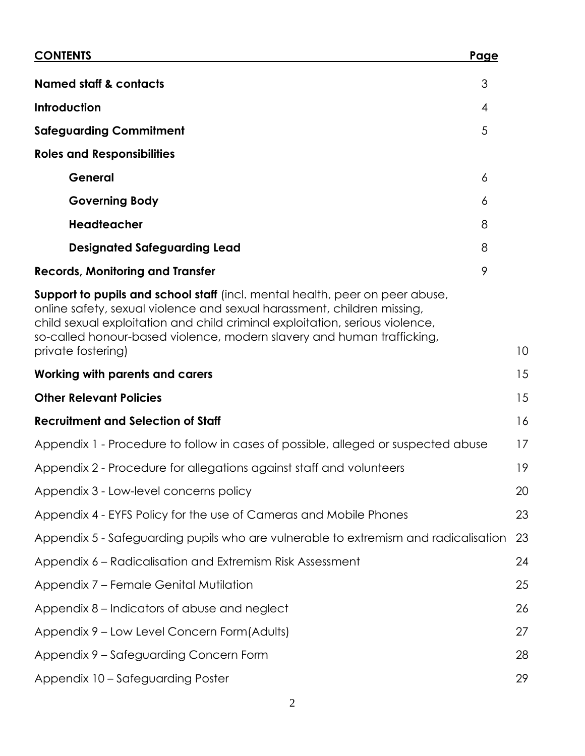## CONTENTS

| | Page |
|---|---|
| **Named staff & contacts** | 3 |
| **Introduction** | 4 |
| **Safeguarding Commitment** | 5 |
| **Roles and Responsibilities** | |
| **General** | 6 |
| **Governing Body** | 6 |
| **Headteacher** | 8 |
| **Designated Safeguarding Lead** | 8 |
| **Records, Monitoring and Transfer** | 9 |
| **Support to pupils and school staff** (incl. mental health, peer on peer abuse, online safety, sexual violence and sexual harassment, children missing, child sexual exploitation and child criminal exploitation, serious violence, so-called honour-based violence, modern slavery and human trafficking, private fostering) | 10 |
| **Working with parents and carers** | 15 |
| **Other Relevant Policies** | 15 |
| **Recruitment and Selection of Staff** | 16 |
| Appendix 1 - Procedure to follow in cases of possible, alleged or suspected abuse | 17 |
| Appendix 2 - Procedure for allegations against staff and volunteers | 19 |
| Appendix 3 - Low-level concerns policy | 20 |
| Appendix 4 - EYFS Policy for the use of Cameras and Mobile Phones | 23 |
| Appendix 5 - Safeguarding pupils who are vulnerable to extremism and radicalisation | 23 |
| Appendix 6 – Radicalisation and Extremism Risk Assessment | 24 |
| Appendix 7 – Female Genital Mutilation | 25 |
| Appendix 8 – Indicators of abuse and neglect | 26 |
| Appendix 9 – Low Level Concern Form(Adults) | 27 |
| Appendix 9 – Safeguarding Concern Form | 28 |
| Appendix 10 – Safeguarding Poster | 29 |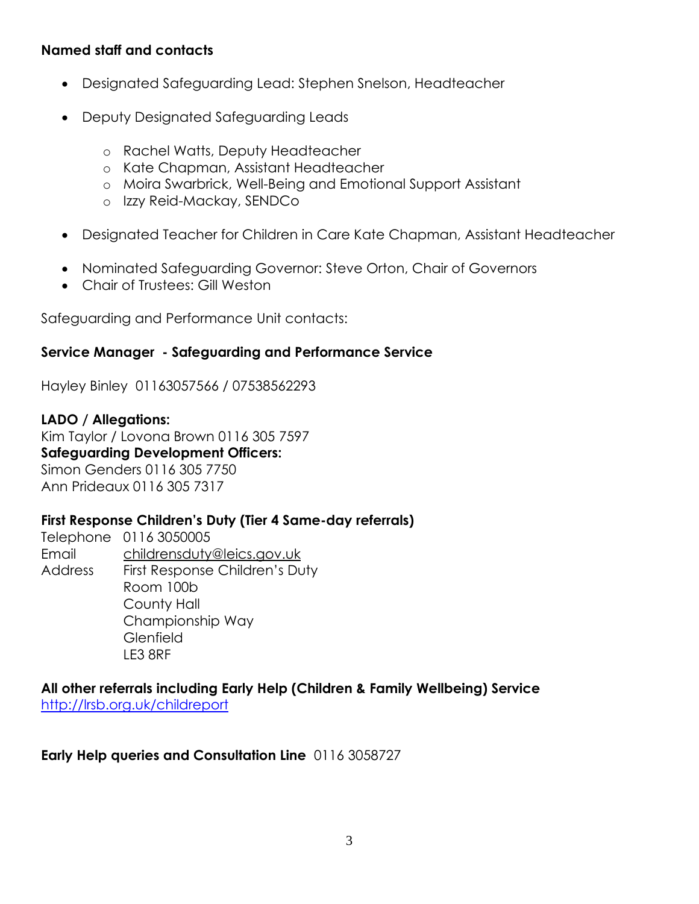**Named staff and contacts**

- Designated Safeguarding Lead: Stephen Snelson, Headteacher
- Deputy Designated Safeguarding Leads
  - Rachel Watts, Deputy Headteacher
  - Kate Chapman, Assistant Headteacher
  - Moira Swarbrick, Well-Being and Emotional Support Assistant
  - Izzy Reid-Mackay, SENDCo
- Designated Teacher for Children in Care Kate Chapman, Assistant Headteacher
- Nominated Safeguarding Governor: Steve Orton, Chair of Governors
- Chair of Trustees: Gill Weston

Safeguarding and Performance Unit contacts:

**Service Manager - Safeguarding and Performance Service**

Hayley Binley 01163057566 / 07538562293

**LADO / Allegations:**
Kim Taylor / Lovona Brown 0116 305 7597
**Safeguarding Development Officers:**
Simon Genders 0116 305 7750
Ann Prideaux 0116 305 7317

**First Response Children's Duty (Tier 4 Same-day referrals)**

Telephone 0116 3050005
Email childrensduty@leics.gov.uk
Address First Response Children's Duty
Room 100b
County Hall
Championship Way
Glenfield
LE3 8RF

**All other referrals including Early Help (Children & Family Wellbeing) Service**
http://lrsb.org.uk/childreport

**Early Help queries and Consultation Line** 0116 3058727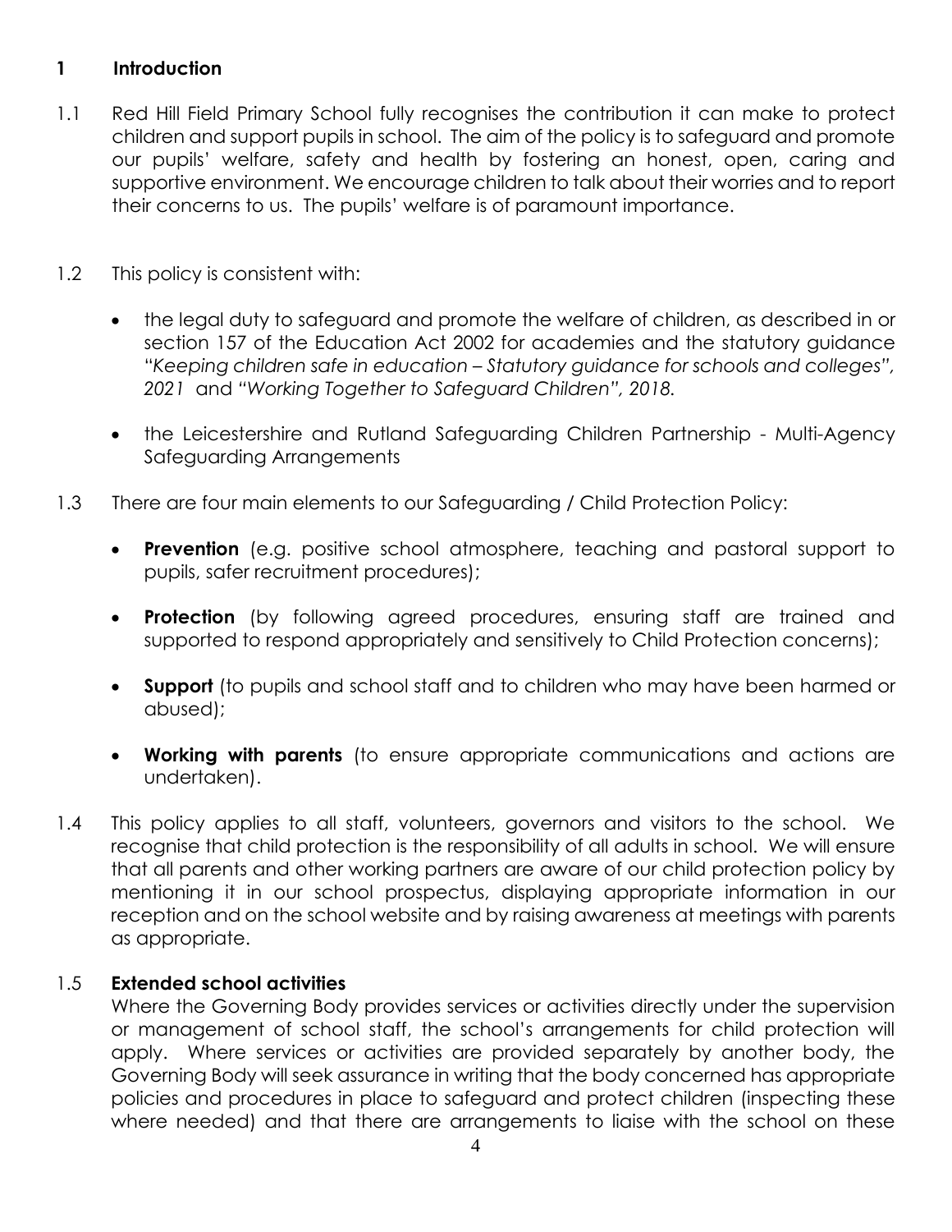## 1 Introduction

1.1 Red Hill Field Primary School fully recognises the contribution it can make to protect children and support pupils in school. The aim of the policy is to safeguard and promote our pupils' welfare, safety and health by fostering an honest, open, caring and supportive environment. We encourage children to talk about their worries and to report their concerns to us. The pupils' welfare is of paramount importance.

1.2 This policy is consistent with:

- the legal duty to safeguard and promote the welfare of children, as described in or section 157 of the Education Act 2002 for academies and the statutory guidance "*Keeping children safe in education – Statutory guidance for schools and colleges", 2021* and *"Working Together to Safeguard Children", 2018.*
- the Leicestershire and Rutland Safeguarding Children Partnership - Multi-Agency Safeguarding Arrangements

1.3 There are four main elements to our Safeguarding / Child Protection Policy:

- **Prevention** (e.g. positive school atmosphere, teaching and pastoral support to pupils, safer recruitment procedures);
- **Protection** (by following agreed procedures, ensuring staff are trained and supported to respond appropriately and sensitively to Child Protection concerns);
- **Support** (to pupils and school staff and to children who may have been harmed or abused);
- **Working with parents** (to ensure appropriate communications and actions are undertaken).

1.4 This policy applies to all staff, volunteers, governors and visitors to the school. We recognise that child protection is the responsibility of all adults in school. We will ensure that all parents and other working partners are aware of our child protection policy by mentioning it in our school prospectus, displaying appropriate information in our reception and on the school website and by raising awareness at meetings with parents as appropriate.

1.5 **Extended school activities**

Where the Governing Body provides services or activities directly under the supervision or management of school staff, the school's arrangements for child protection will apply. Where services or activities are provided separately by another body, the Governing Body will seek assurance in writing that the body concerned has appropriate policies and procedures in place to safeguard and protect children (inspecting these where needed) and that there are arrangements to liaise with the school on these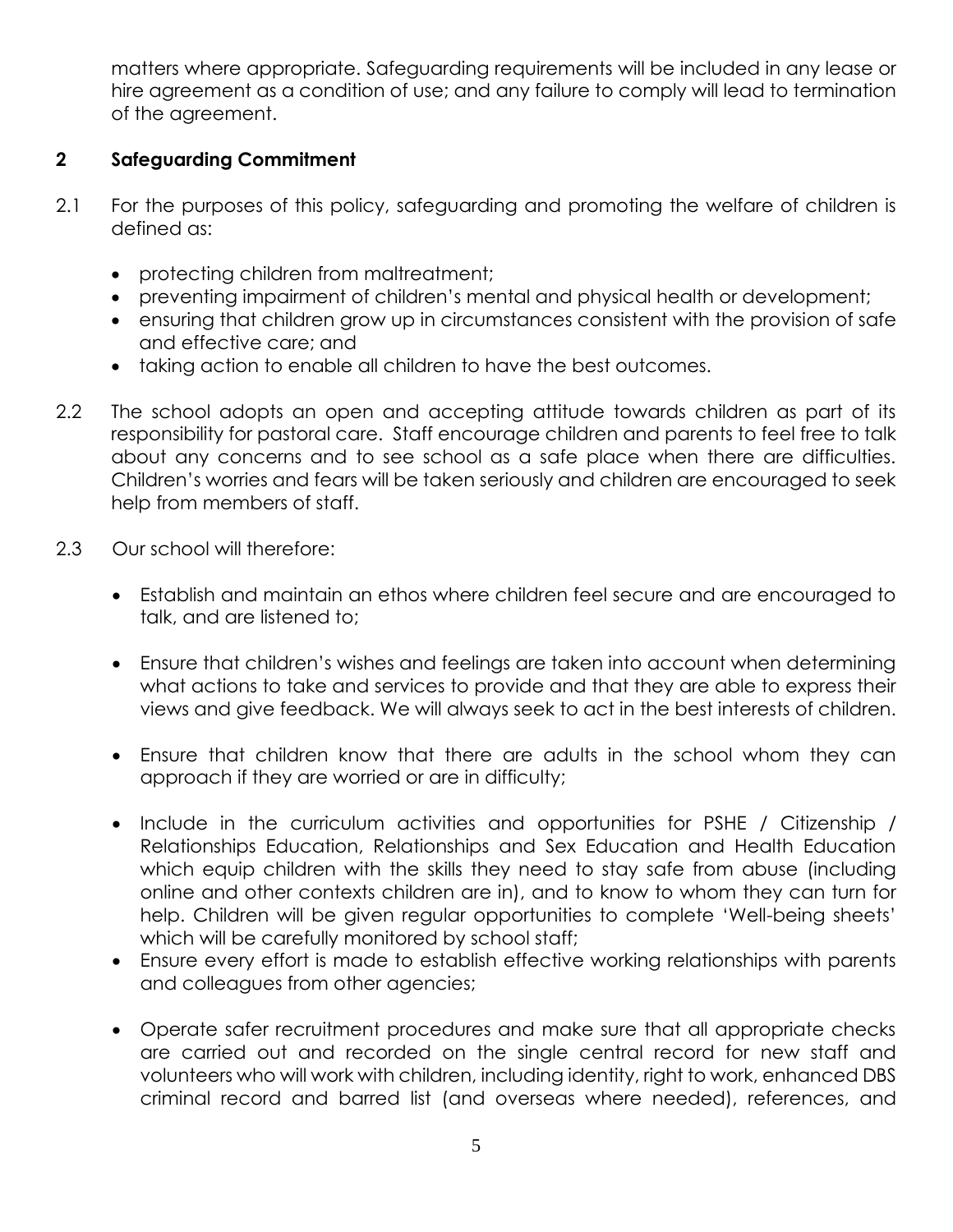matters where appropriate. Safeguarding requirements will be included in any lease or hire agreement as a condition of use; and any failure to comply will lead to termination of the agreement.

## 2 Safeguarding Commitment

2.1 For the purposes of this policy, safeguarding and promoting the welfare of children is defined as:

- protecting children from maltreatment;
- preventing impairment of children's mental and physical health or development;
- ensuring that children grow up in circumstances consistent with the provision of safe and effective care; and
- taking action to enable all children to have the best outcomes.

2.2 The school adopts an open and accepting attitude towards children as part of its responsibility for pastoral care. Staff encourage children and parents to feel free to talk about any concerns and to see school as a safe place when there are difficulties. Children's worries and fears will be taken seriously and children are encouraged to seek help from members of staff.

2.3 Our school will therefore:

- Establish and maintain an ethos where children feel secure and are encouraged to talk, and are listened to;
- Ensure that children's wishes and feelings are taken into account when determining what actions to take and services to provide and that they are able to express their views and give feedback. We will always seek to act in the best interests of children.
- Ensure that children know that there are adults in the school whom they can approach if they are worried or are in difficulty;
- Include in the curriculum activities and opportunities for PSHE / Citizenship / Relationships Education, Relationships and Sex Education and Health Education which equip children with the skills they need to stay safe from abuse (including online and other contexts children are in), and to know to whom they can turn for help. Children will be given regular opportunities to complete 'Well-being sheets' which will be carefully monitored by school staff;
- Ensure every effort is made to establish effective working relationships with parents and colleagues from other agencies;
- Operate safer recruitment procedures and make sure that all appropriate checks are carried out and recorded on the single central record for new staff and volunteers who will work with children, including identity, right to work, enhanced DBS criminal record and barred list (and overseas where needed), references, and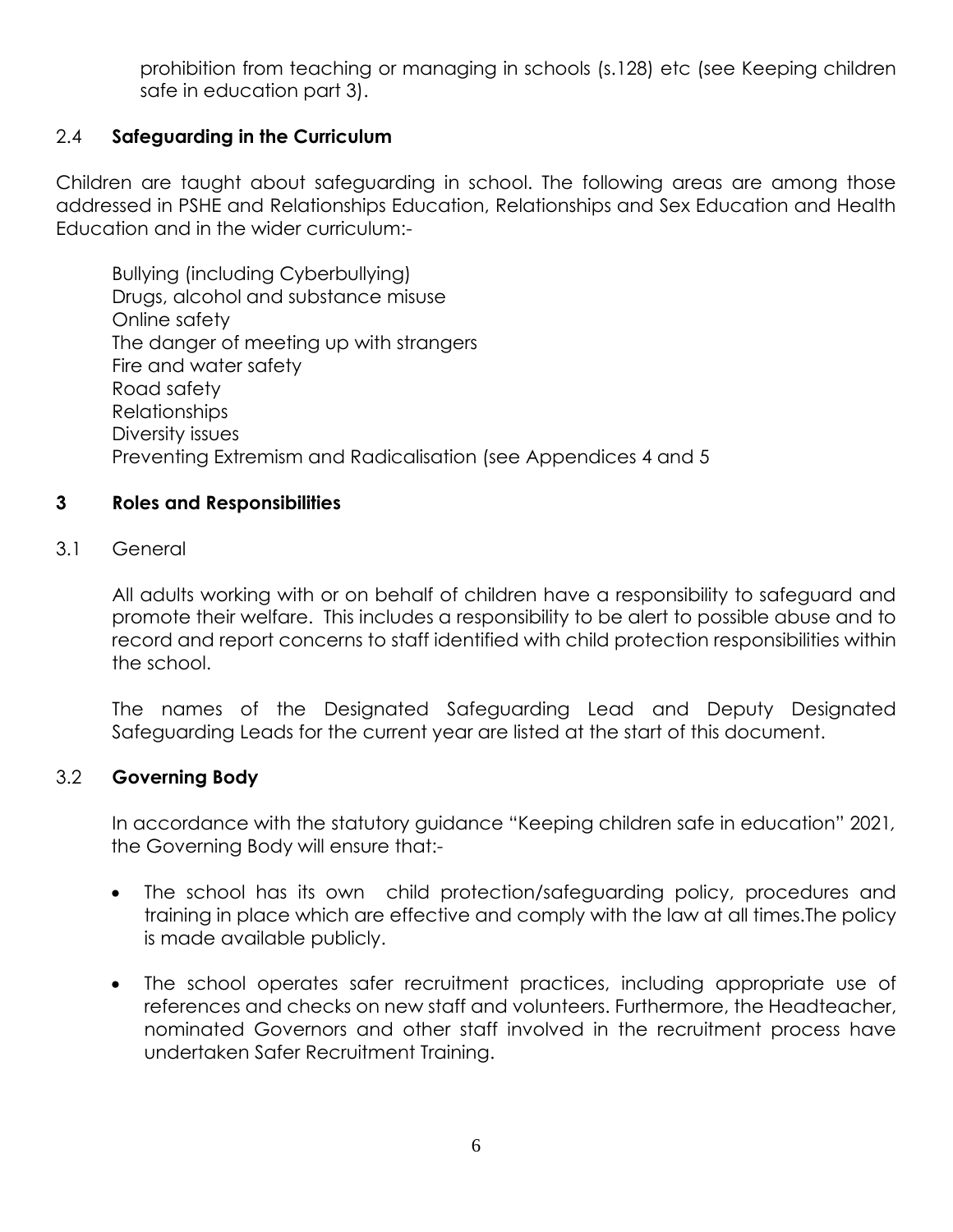prohibition from teaching or managing in schools (s.128) etc (see Keeping children safe in education part 3).

## 2.4 **Safeguarding in the Curriculum**

Children are taught about safeguarding in school. The following areas are among those addressed in PSHE and Relationships Education, Relationships and Sex Education and Health Education and in the wider curriculum:-

Bullying (including Cyberbullying)
Drugs, alcohol and substance misuse
Online safety
The danger of meeting up with strangers
Fire and water safety
Road safety
Relationships
Diversity issues
Preventing Extremism and Radicalisation (see Appendices 4 and 5

## 3 **Roles and Responsibilities**

### 3.1 General

All adults working with or on behalf of children have a responsibility to safeguard and promote their welfare. This includes a responsibility to be alert to possible abuse and to record and report concerns to staff identified with child protection responsibilities within the school.

The names of the Designated Safeguarding Lead and Deputy Designated Safeguarding Leads for the current year are listed at the start of this document.

### 3.2 **Governing Body**

In accordance with the statutory guidance "Keeping children safe in education" 2021, the Governing Body will ensure that:-

- The school has its own child protection/safeguarding policy, procedures and training in place which are effective and comply with the law at all times.The policy is made available publicly.
- The school operates safer recruitment practices, including appropriate use of references and checks on new staff and volunteers. Furthermore, the Headteacher, nominated Governors and other staff involved in the recruitment process have undertaken Safer Recruitment Training.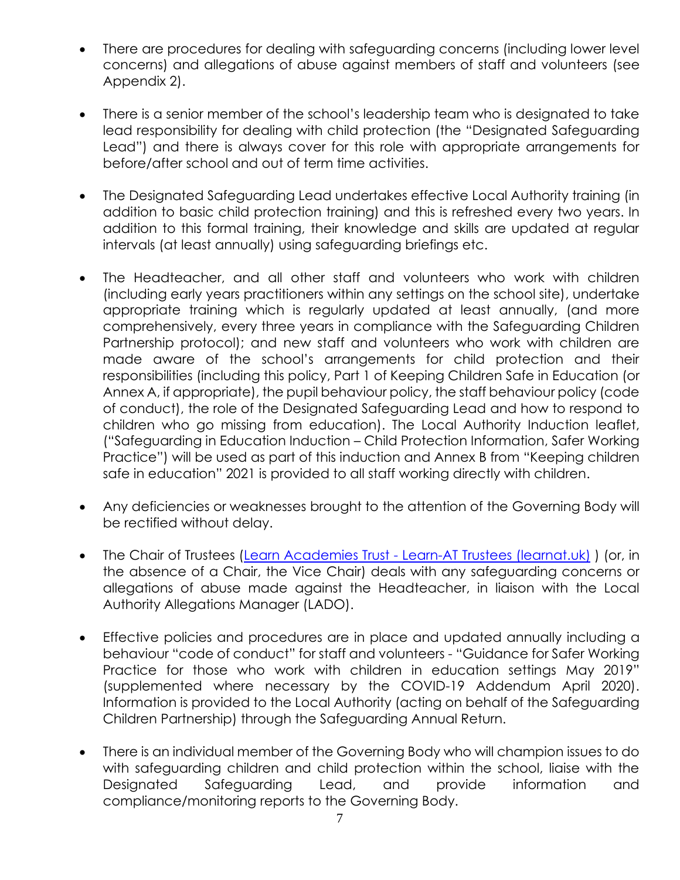- There are procedures for dealing with safeguarding concerns (including lower level concerns) and allegations of abuse against members of staff and volunteers (see Appendix 2).

- There is a senior member of the school's leadership team who is designated to take lead responsibility for dealing with child protection (the "Designated Safeguarding Lead") and there is always cover for this role with appropriate arrangements for before/after school and out of term time activities.

- The Designated Safeguarding Lead undertakes effective Local Authority training (in addition to basic child protection training) and this is refreshed every two years. In addition to this formal training, their knowledge and skills are updated at regular intervals (at least annually) using safeguarding briefings etc.

- The Headteacher, and all other staff and volunteers who work with children (including early years practitioners within any settings on the school site), undertake appropriate training which is regularly updated at least annually, (and more comprehensively, every three years in compliance with the Safeguarding Children Partnership protocol); and new staff and volunteers who work with children are made aware of the school's arrangements for child protection and their responsibilities (including this policy, Part 1 of Keeping Children Safe in Education (or Annex A, if appropriate), the pupil behaviour policy, the staff behaviour policy (code of conduct), the role of the Designated Safeguarding Lead and how to respond to children who go missing from education). The Local Authority Induction leaflet, ("Safeguarding in Education Induction – Child Protection Information, Safer Working Practice") will be used as part of this induction and Annex B from "Keeping children safe in education" 2021 is provided to all staff working directly with children.

- Any deficiencies or weaknesses brought to the attention of the Governing Body will be rectified without delay.

- The Chair of Trustees ([Learn Academies Trust - Learn-AT Trustees (learnat.uk)]) (or, in the absence of a Chair, the Vice Chair) deals with any safeguarding concerns or allegations of abuse made against the Headteacher, in liaison with the Local Authority Allegations Manager (LADO).

- Effective policies and procedures are in place and updated annually including a behaviour "code of conduct" for staff and volunteers - "Guidance for Safer Working Practice for those who work with children in education settings May 2019" (supplemented where necessary by the COVID-19 Addendum April 2020). Information is provided to the Local Authority (acting on behalf of the Safeguarding Children Partnership) through the Safeguarding Annual Return.

- There is an individual member of the Governing Body who will champion issues to do with safeguarding children and child protection within the school, liaise with the Designated Safeguarding Lead, and provide information and compliance/monitoring reports to the Governing Body.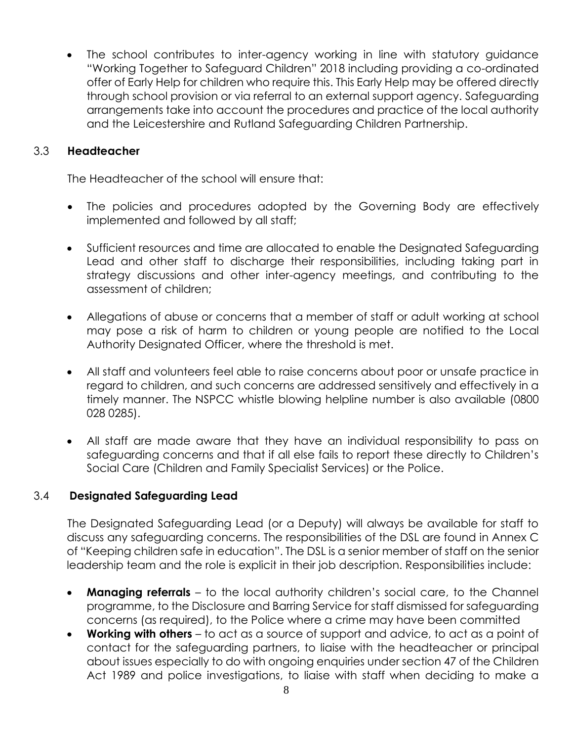- The school contributes to inter-agency working in line with statutory guidance "Working Together to Safeguard Children" 2018 including providing a co-ordinated offer of Early Help for children who require this. This Early Help may be offered directly through school provision or via referral to an external support agency. Safeguarding arrangements take into account the procedures and practice of the local authority and the Leicestershire and Rutland Safeguarding Children Partnership.

### 3.3 Headteacher

The Headteacher of the school will ensure that:

- The policies and procedures adopted by the Governing Body are effectively implemented and followed by all staff;

- Sufficient resources and time are allocated to enable the Designated Safeguarding Lead and other staff to discharge their responsibilities, including taking part in strategy discussions and other inter-agency meetings, and contributing to the assessment of children;

- Allegations of abuse or concerns that a member of staff or adult working at school may pose a risk of harm to children or young people are notified to the Local Authority Designated Officer, where the threshold is met.

- All staff and volunteers feel able to raise concerns about poor or unsafe practice in regard to children, and such concerns are addressed sensitively and effectively in a timely manner. The NSPCC whistle blowing helpline number is also available (0800 028 0285).

- All staff are made aware that they have an individual responsibility to pass on safeguarding concerns and that if all else fails to report these directly to Children's Social Care (Children and Family Specialist Services) or the Police.

### 3.4 Designated Safeguarding Lead

The Designated Safeguarding Lead (or a Deputy) will always be available for staff to discuss any safeguarding concerns. The responsibilities of the DSL are found in Annex C of "Keeping children safe in education". The DSL is a senior member of staff on the senior leadership team and the role is explicit in their job description. Responsibilities include:

- **Managing referrals** – to the local authority children's social care, to the Channel programme, to the Disclosure and Barring Service for staff dismissed for safeguarding concerns (as required), to the Police where a crime may have been committed
- **Working with others** – to act as a source of support and advice, to act as a point of contact for the safeguarding partners, to liaise with the headteacher or principal about issues especially to do with ongoing enquiries under section 47 of the Children Act 1989 and police investigations, to liaise with staff when deciding to make a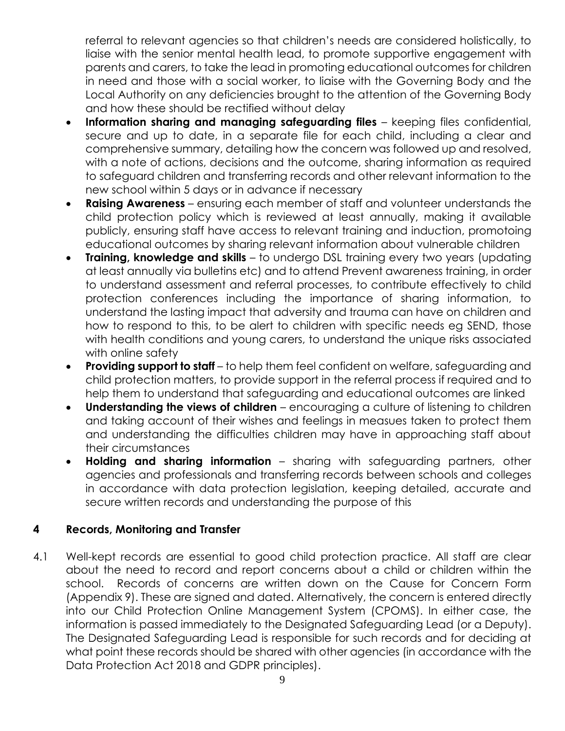referral to relevant agencies so that children's needs are considered holistically, to liaise with the senior mental health lead, to promote supportive engagement with parents and carers, to take the lead in promoting educational outcomes for children in need and those with a social worker, to liaise with the Governing Body and the Local Authority on any deficiencies brought to the attention of the Governing Body and how these should be rectified without delay

- **Information sharing and managing safeguarding files** – keeping files confidential, secure and up to date, in a separate file for each child, including a clear and comprehensive summary, detailing how the concern was followed up and resolved, with a note of actions, decisions and the outcome, sharing information as required to safeguard children and transferring records and other relevant information to the new school within 5 days or in advance if necessary
- **Raising Awareness** – ensuring each member of staff and volunteer understands the child protection policy which is reviewed at least annually, making it available publicly, ensuring staff have access to relevant training and induction, promotoing educational outcomes by sharing relevant information about vulnerable children
- **Training, knowledge and skills** – to undergo DSL training every two years (updating at least annually via bulletins etc) and to attend Prevent awareness training, in order to understand assessment and referral processes, to contribute effectively to child protection conferences including the importance of sharing information, to understand the lasting impact that adversity and trauma can have on children and how to respond to this, to be alert to children with specific needs eg SEND, those with health conditions and young carers, to understand the unique risks associated with online safety
- **Providing support to staff** – to help them feel confident on welfare, safeguarding and child protection matters, to provide support in the referral process if required and to help them to understand that safeguarding and educational outcomes are linked
- **Understanding the views of children** – encouraging a culture of listening to children and taking account of their wishes and feelings in measues taken to protect them and understanding the difficulties children may have in approaching staff about their circumstances
- **Holding and sharing information** – sharing with safeguarding partners, other agencies and professionals and transferring records between schools and colleges in accordance with data protection legislation, keeping detailed, accurate and secure written records and understanding the purpose of this

## 4 Records, Monitoring and Transfer

4.1 Well-kept records are essential to good child protection practice. All staff are clear about the need to record and report concerns about a child or children within the school. Records of concerns are written down on the Cause for Concern Form (Appendix 9). These are signed and dated. Alternatively, the concern is entered directly into our Child Protection Online Management System (CPOMS). In either case, the information is passed immediately to the Designated Safeguarding Lead (or a Deputy). The Designated Safeguarding Lead is responsible for such records and for deciding at what point these records should be shared with other agencies (in accordance with the Data Protection Act 2018 and GDPR principles).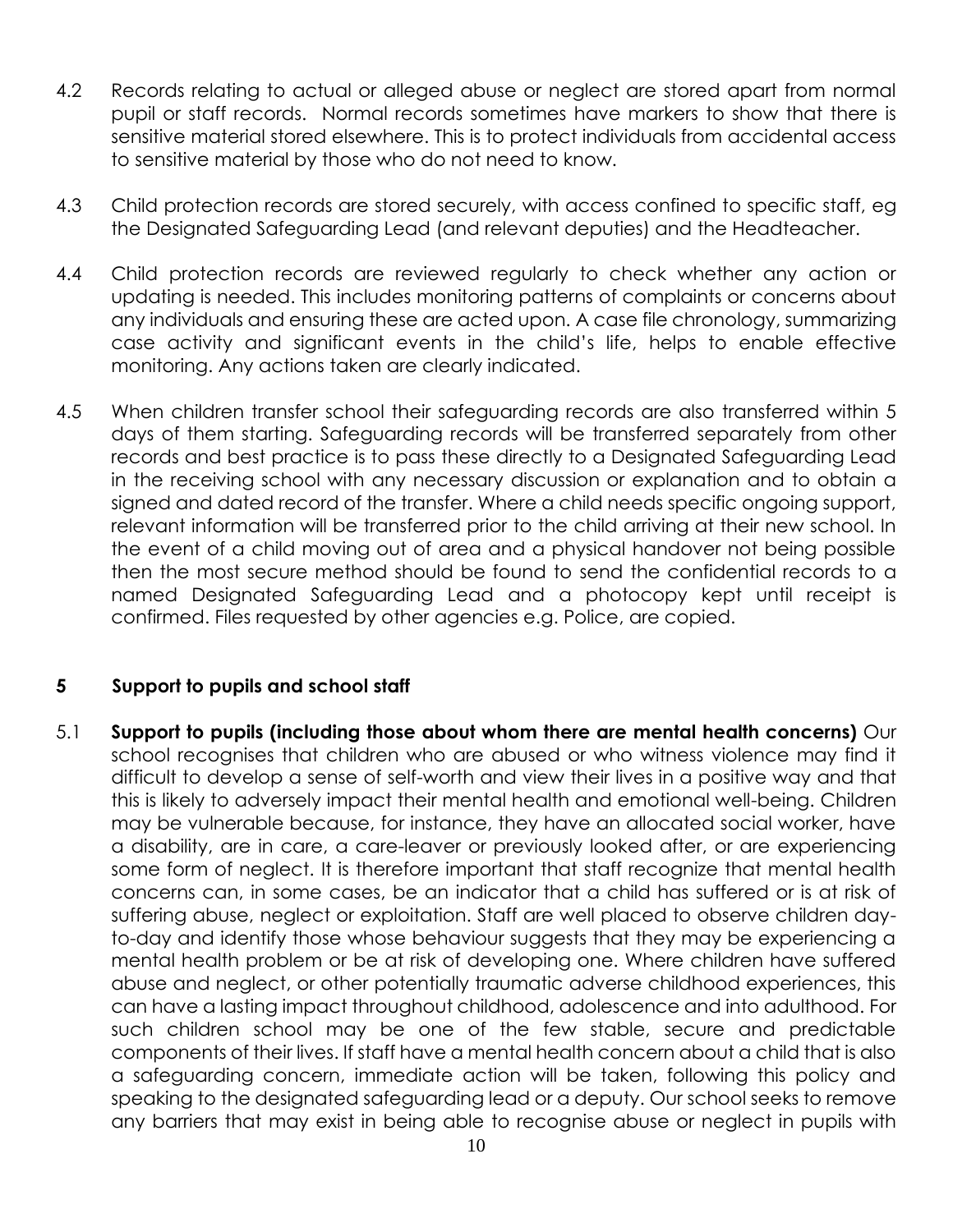4.2 Records relating to actual or alleged abuse or neglect are stored apart from normal pupil or staff records. Normal records sometimes have markers to show that there is sensitive material stored elsewhere. This is to protect individuals from accidental access to sensitive material by those who do not need to know.

4.3 Child protection records are stored securely, with access confined to specific staff, eg the Designated Safeguarding Lead (and relevant deputies) and the Headteacher.

4.4 Child protection records are reviewed regularly to check whether any action or updating is needed. This includes monitoring patterns of complaints or concerns about any individuals and ensuring these are acted upon. A case file chronology, summarizing case activity and significant events in the child's life, helps to enable effective monitoring. Any actions taken are clearly indicated.

4.5 When children transfer school their safeguarding records are also transferred within 5 days of them starting. Safeguarding records will be transferred separately from other records and best practice is to pass these directly to a Designated Safeguarding Lead in the receiving school with any necessary discussion or explanation and to obtain a signed and dated record of the transfer. Where a child needs specific ongoing support, relevant information will be transferred prior to the child arriving at their new school. In the event of a child moving out of area and a physical handover not being possible then the most secure method should be found to send the confidential records to a named Designated Safeguarding Lead and a photocopy kept until receipt is confirmed. Files requested by other agencies e.g. Police, are copied.

## 5 Support to pupils and school staff

5.1 **Support to pupils (including those about whom there are mental health concerns)** Our school recognises that children who are abused or who witness violence may find it difficult to develop a sense of self-worth and view their lives in a positive way and that this is likely to adversely impact their mental health and emotional well-being. Children may be vulnerable because, for instance, they have an allocated social worker, have a disability, are in care, a care-leaver or previously looked after, or are experiencing some form of neglect. It is therefore important that staff recognize that mental health concerns can, in some cases, be an indicator that a child has suffered or is at risk of suffering abuse, neglect or exploitation. Staff are well placed to observe children day-to-day and identify those whose behaviour suggests that they may be experiencing a mental health problem or be at risk of developing one. Where children have suffered abuse and neglect, or other potentially traumatic adverse childhood experiences, this can have a lasting impact throughout childhood, adolescence and into adulthood. For such children school may be one of the few stable, secure and predictable components of their lives. If staff have a mental health concern about a child that is also a safeguarding concern, immediate action will be taken, following this policy and speaking to the designated safeguarding lead or a deputy. Our school seeks to remove any barriers that may exist in being able to recognise abuse or neglect in pupils with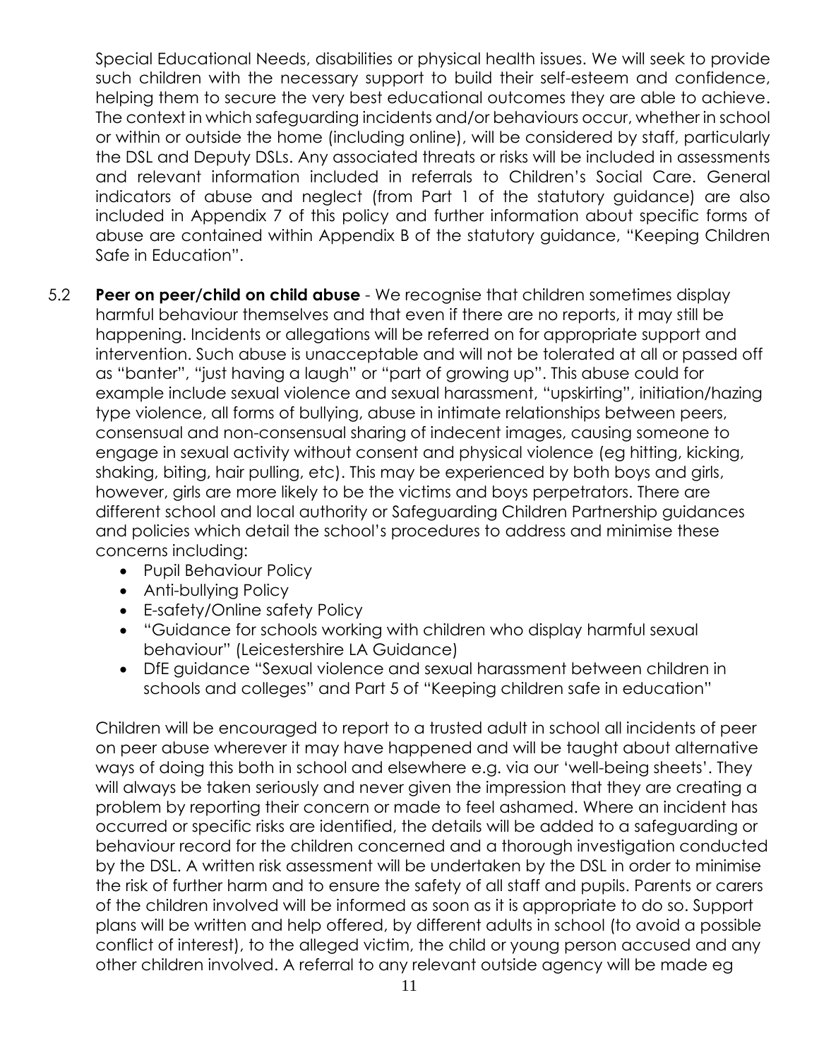Special Educational Needs, disabilities or physical health issues. We will seek to provide such children with the necessary support to build their self-esteem and confidence, helping them to secure the very best educational outcomes they are able to achieve. The context in which safeguarding incidents and/or behaviours occur, whether in school or within or outside the home (including online), will be considered by staff, particularly the DSL and Deputy DSLs. Any associated threats or risks will be included in assessments and relevant information included in referrals to Children's Social Care. General indicators of abuse and neglect (from Part 1 of the statutory guidance) are also included in Appendix 7 of this policy and further information about specific forms of abuse are contained within Appendix B of the statutory guidance, "Keeping Children Safe in Education".

5.2 **Peer on peer/child on child abuse** - We recognise that children sometimes display harmful behaviour themselves and that even if there are no reports, it may still be happening. Incidents or allegations will be referred on for appropriate support and intervention. Such abuse is unacceptable and will not be tolerated at all or passed off as "banter", "just having a laugh" or "part of growing up". This abuse could for example include sexual violence and sexual harassment, "upskirting", initiation/hazing type violence, all forms of bullying, abuse in intimate relationships between peers, consensual and non-consensual sharing of indecent images, causing someone to engage in sexual activity without consent and physical violence (eg hitting, kicking, shaking, biting, hair pulling, etc). This may be experienced by both boys and girls, however, girls are more likely to be the victims and boys perpetrators. There are different school and local authority or Safeguarding Children Partnership guidances and policies which detail the school's procedures to address and minimise these concerns including:

- Pupil Behaviour Policy
- Anti-bullying Policy
- E-safety/Online safety Policy
- "Guidance for schools working with children who display harmful sexual behaviour" (Leicestershire LA Guidance)
- DfE guidance "Sexual violence and sexual harassment between children in schools and colleges" and Part 5 of "Keeping children safe in education"

Children will be encouraged to report to a trusted adult in school all incidents of peer on peer abuse wherever it may have happened and will be taught about alternative ways of doing this both in school and elsewhere e.g. via our 'well-being sheets'. They will always be taken seriously and never given the impression that they are creating a problem by reporting their concern or made to feel ashamed. Where an incident has occurred or specific risks are identified, the details will be added to a safeguarding or behaviour record for the children concerned and a thorough investigation conducted by the DSL. A written risk assessment will be undertaken by the DSL in order to minimise the risk of further harm and to ensure the safety of all staff and pupils. Parents or carers of the children involved will be informed as soon as it is appropriate to do so. Support plans will be written and help offered, by different adults in school (to avoid a possible conflict of interest), to the alleged victim, the child or young person accused and any other children involved. A referral to any relevant outside agency will be made eg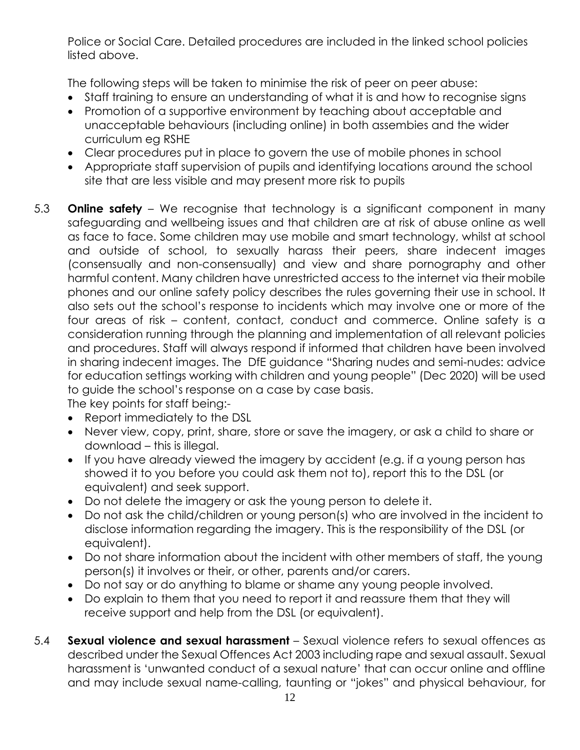Police or Social Care. Detailed procedures are included in the linked school policies listed above.

The following steps will be taken to minimise the risk of peer on peer abuse:

- Staff training to ensure an understanding of what it is and how to recognise signs
- Promotion of a supportive environment by teaching about acceptable and unacceptable behaviours (including online) in both assembies and the wider curriculum eg RSHE
- Clear procedures put in place to govern the use of mobile phones in school
- Appropriate staff supervision of pupils and identifying locations around the school site that are less visible and may present more risk to pupils

5.3 **Online safety** – We recognise that technology is a significant component in many safeguarding and wellbeing issues and that children are at risk of abuse online as well as face to face. Some children may use mobile and smart technology, whilst at school and outside of school, to sexually harass their peers, share indecent images (consensually and non-consensually) and view and share pornography and other harmful content. Many children have unrestricted access to the internet via their mobile phones and our online safety policy describes the rules governing their use in school. It also sets out the school's response to incidents which may involve one or more of the four areas of risk – content, contact, conduct and commerce. Online safety is a consideration running through the planning and implementation of all relevant policies and procedures. Staff will always respond if informed that children have been involved in sharing indecent images. The DfE guidance "Sharing nudes and semi-nudes: advice for education settings working with children and young people" (Dec 2020) will be used to guide the school's response on a case by case basis.
The key points for staff being:-

- Report immediately to the DSL
- Never view, copy, print, share, store or save the imagery, or ask a child to share or download – this is illegal.
- If you have already viewed the imagery by accident (e.g. if a young person has showed it to you before you could ask them not to), report this to the DSL (or equivalent) and seek support.
- Do not delete the imagery or ask the young person to delete it.
- Do not ask the child/children or young person(s) who are involved in the incident to disclose information regarding the imagery. This is the responsibility of the DSL (or equivalent).
- Do not share information about the incident with other members of staff, the young person(s) it involves or their, or other, parents and/or carers.
- Do not say or do anything to blame or shame any young people involved.
- Do explain to them that you need to report it and reassure them that they will receive support and help from the DSL (or equivalent).

5.4 **Sexual violence and sexual harassment** – Sexual violence refers to sexual offences as described under the Sexual Offences Act 2003 including rape and sexual assault. Sexual harassment is 'unwanted conduct of a sexual nature' that can occur online and offline and may include sexual name-calling, taunting or "jokes" and physical behaviour, for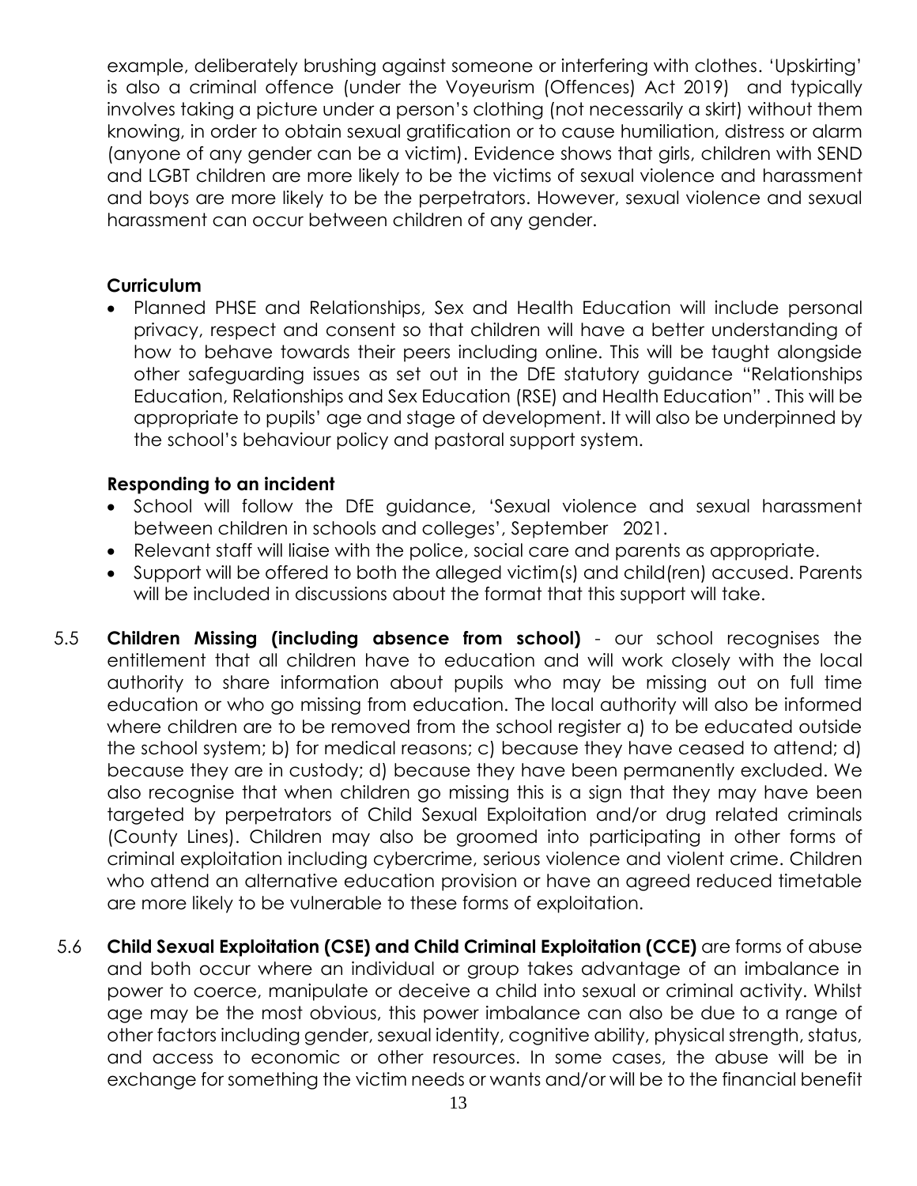example, deliberately brushing against someone or interfering with clothes. 'Upskirting' is also a criminal offence (under the Voyeurism (Offences) Act 2019) and typically involves taking a picture under a person's clothing (not necessarily a skirt) without them knowing, in order to obtain sexual gratification or to cause humiliation, distress or alarm (anyone of any gender can be a victim). Evidence shows that girls, children with SEND and LGBT children are more likely to be the victims of sexual violence and harassment and boys are more likely to be the perpetrators. However, sexual violence and sexual harassment can occur between children of any gender.

**Curriculum**

- Planned PHSE and Relationships, Sex and Health Education will include personal privacy, respect and consent so that children will have a better understanding of how to behave towards their peers including online. This will be taught alongside other safeguarding issues as set out in the DfE statutory guidance "Relationships Education, Relationships and Sex Education (RSE) and Health Education" . This will be appropriate to pupils' age and stage of development. It will also be underpinned by the school's behaviour policy and pastoral support system.

**Responding to an incident**

- School will follow the DfE guidance, 'Sexual violence and sexual harassment between children in schools and colleges', September 2021.
- Relevant staff will liaise with the police, social care and parents as appropriate.
- Support will be offered to both the alleged victim(s) and child(ren) accused. Parents will be included in discussions about the format that this support will take.

5.5 **Children Missing (including absence from school)** - our school recognises the entitlement that all children have to education and will work closely with the local authority to share information about pupils who may be missing out on full time education or who go missing from education. The local authority will also be informed where children are to be removed from the school register a) to be educated outside the school system; b) for medical reasons; c) because they have ceased to attend; d) because they are in custody; d) because they have been permanently excluded. We also recognise that when children go missing this is a sign that they may have been targeted by perpetrators of Child Sexual Exploitation and/or drug related criminals (County Lines). Children may also be groomed into participating in other forms of criminal exploitation including cybercrime, serious violence and violent crime. Children who attend an alternative education provision or have an agreed reduced timetable are more likely to be vulnerable to these forms of exploitation.

5.6 **Child Sexual Exploitation (CSE) and Child Criminal Exploitation (CCE)** are forms of abuse and both occur where an individual or group takes advantage of an imbalance in power to coerce, manipulate or deceive a child into sexual or criminal activity. Whilst age may be the most obvious, this power imbalance can also be due to a range of other factors including gender, sexual identity, cognitive ability, physical strength, status, and access to economic or other resources. In some cases, the abuse will be in exchange for something the victim needs or wants and/or will be to the financial benefit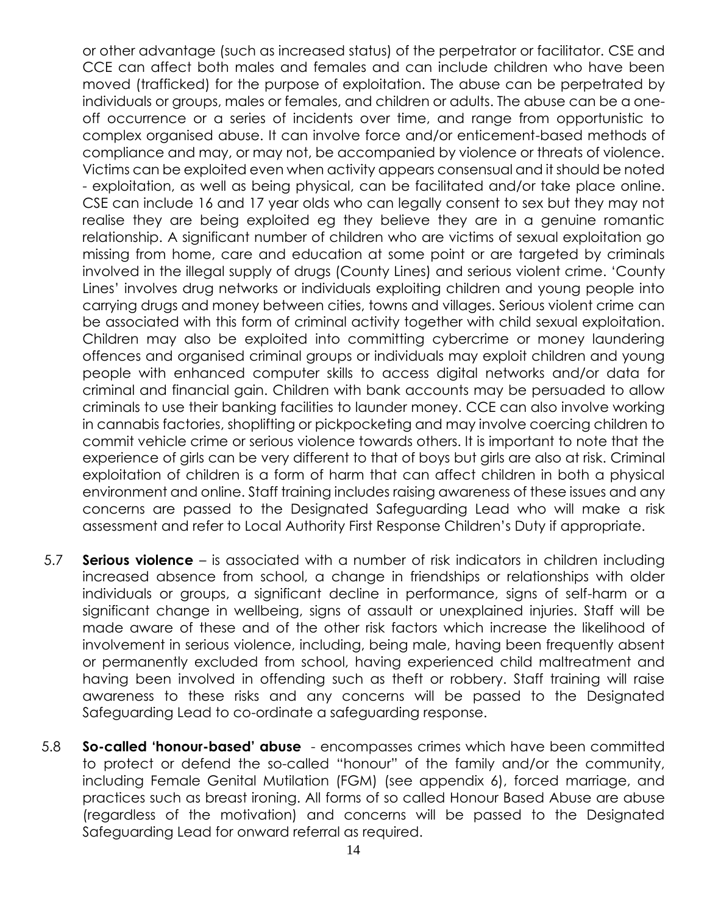or other advantage (such as increased status) of the perpetrator or facilitator. CSE and CCE can affect both males and females and can include children who have been moved (trafficked) for the purpose of exploitation. The abuse can be perpetrated by individuals or groups, males or females, and children or adults. The abuse can be a one-off occurrence or a series of incidents over time, and range from opportunistic to complex organised abuse. It can involve force and/or enticement-based methods of compliance and may, or may not, be accompanied by violence or threats of violence. Victims can be exploited even when activity appears consensual and it should be noted - exploitation, as well as being physical, can be facilitated and/or take place online. CSE can include 16 and 17 year olds who can legally consent to sex but they may not realise they are being exploited eg they believe they are in a genuine romantic relationship. A significant number of children who are victims of sexual exploitation go missing from home, care and education at some point or are targeted by criminals involved in the illegal supply of drugs (County Lines) and serious violent crime. 'County Lines' involves drug networks or individuals exploiting children and young people into carrying drugs and money between cities, towns and villages. Serious violent crime can be associated with this form of criminal activity together with child sexual exploitation. Children may also be exploited into committing cybercrime or money laundering offences and organised criminal groups or individuals may exploit children and young people with enhanced computer skills to access digital networks and/or data for criminal and financial gain. Children with bank accounts may be persuaded to allow criminals to use their banking facilities to launder money. CCE can also involve working in cannabis factories, shoplifting or pickpocketing and may involve coercing children to commit vehicle crime or serious violence towards others. It is important to note that the experience of girls can be very different to that of boys but girls are also at risk. Criminal exploitation of children is a form of harm that can affect children in both a physical environment and online. Staff training includes raising awareness of these issues and any concerns are passed to the Designated Safeguarding Lead who will make a risk assessment and refer to Local Authority First Response Children's Duty if appropriate.

5.7 **Serious violence** – is associated with a number of risk indicators in children including increased absence from school, a change in friendships or relationships with older individuals or groups, a significant decline in performance, signs of self-harm or a significant change in wellbeing, signs of assault or unexplained injuries. Staff will be made aware of these and of the other risk factors which increase the likelihood of involvement in serious violence, including, being male, having been frequently absent or permanently excluded from school, having experienced child maltreatment and having been involved in offending such as theft or robbery. Staff training will raise awareness to these risks and any concerns will be passed to the Designated Safeguarding Lead to co-ordinate a safeguarding response.

5.8 **So-called 'honour-based' abuse** - encompasses crimes which have been committed to protect or defend the so-called "honour" of the family and/or the community, including Female Genital Mutilation (FGM) (see appendix 6), forced marriage, and practices such as breast ironing. All forms of so called Honour Based Abuse are abuse (regardless of the motivation) and concerns will be passed to the Designated Safeguarding Lead for onward referral as required.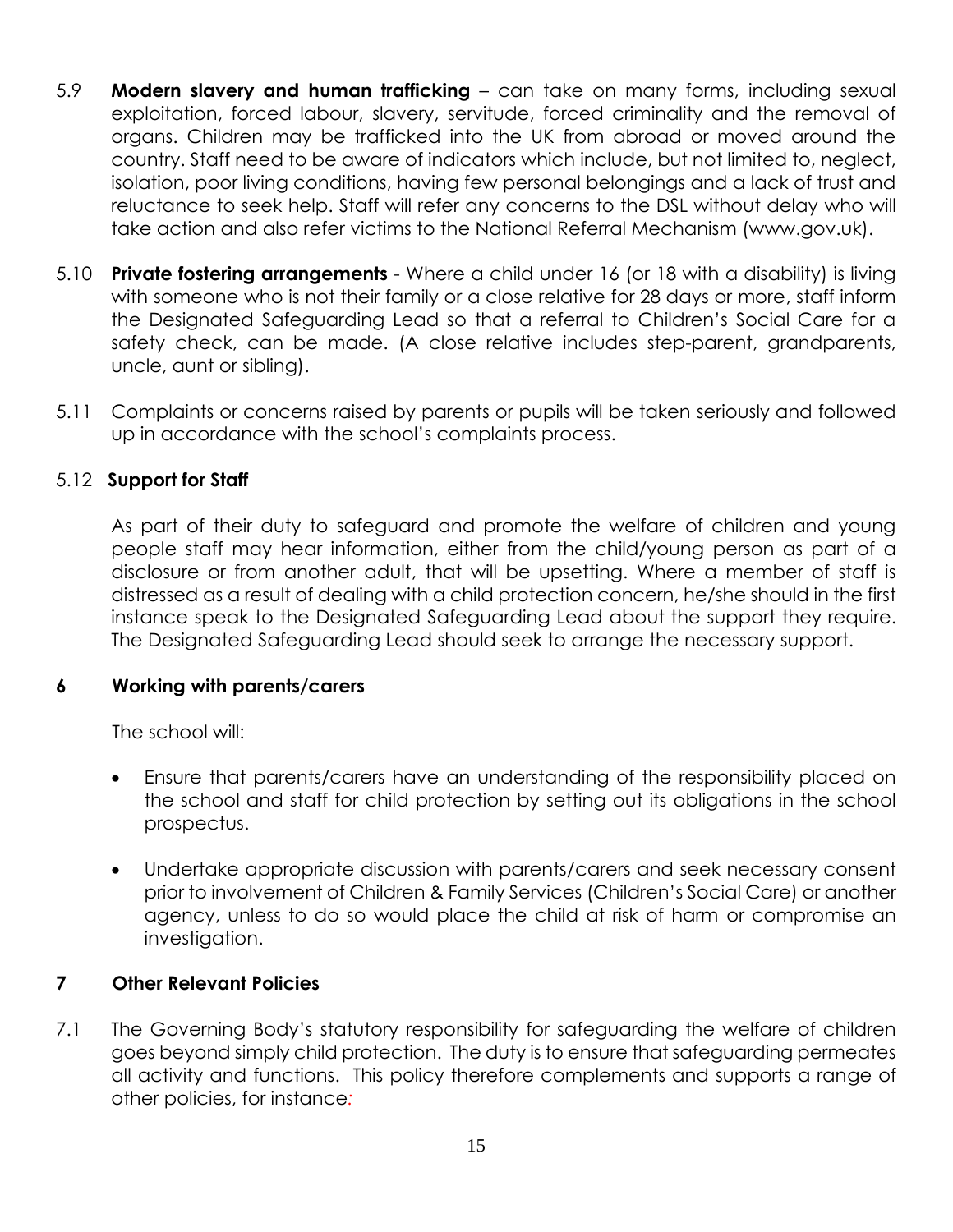5.9 **Modern slavery and human trafficking** – can take on many forms, including sexual exploitation, forced labour, slavery, servitude, forced criminality and the removal of organs. Children may be trafficked into the UK from abroad or moved around the country. Staff need to be aware of indicators which include, but not limited to, neglect, isolation, poor living conditions, having few personal belongings and a lack of trust and reluctance to seek help. Staff will refer any concerns to the DSL without delay who will take action and also refer victims to the National Referral Mechanism (www.gov.uk).

5.10 **Private fostering arrangements** - Where a child under 16 (or 18 with a disability) is living with someone who is not their family or a close relative for 28 days or more, staff inform the Designated Safeguarding Lead so that a referral to Children's Social Care for a safety check, can be made. (A close relative includes step-parent, grandparents, uncle, aunt or sibling).

5.11 Complaints or concerns raised by parents or pupils will be taken seriously and followed up in accordance with the school's complaints process.

5.12 **Support for Staff**

As part of their duty to safeguard and promote the welfare of children and young people staff may hear information, either from the child/young person as part of a disclosure or from another adult, that will be upsetting. Where a member of staff is distressed as a result of dealing with a child protection concern, he/she should in the first instance speak to the Designated Safeguarding Lead about the support they require. The Designated Safeguarding Lead should seek to arrange the necessary support.

## 6 Working with parents/carers

The school will:

- Ensure that parents/carers have an understanding of the responsibility placed on the school and staff for child protection by setting out its obligations in the school prospectus.
- Undertake appropriate discussion with parents/carers and seek necessary consent prior to involvement of Children & Family Services (Children's Social Care) or another agency, unless to do so would place the child at risk of harm or compromise an investigation.

## 7 Other Relevant Policies

7.1 The Governing Body's statutory responsibility for safeguarding the welfare of children goes beyond simply child protection. The duty is to ensure that safeguarding permeates all activity and functions. This policy therefore complements and supports a range of other policies, for instance: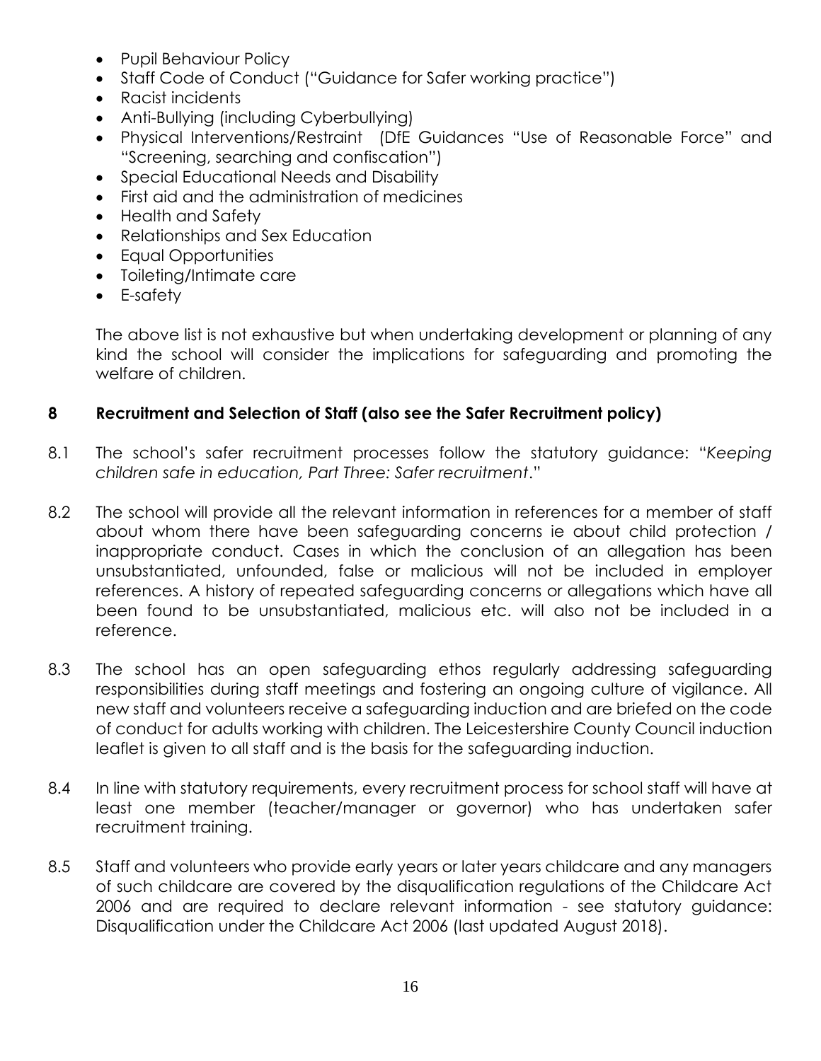- Pupil Behaviour Policy
- Staff Code of Conduct ("Guidance for Safer working practice")
- Racist incidents
- Anti-Bullying (including Cyberbullying)
- Physical Interventions/Restraint (DfE Guidances "Use of Reasonable Force" and "Screening, searching and confiscation")
- Special Educational Needs and Disability
- First aid and the administration of medicines
- Health and Safety
- Relationships and Sex Education
- Equal Opportunities
- Toileting/Intimate care
- E-safety

The above list is not exhaustive but when undertaking development or planning of any kind the school will consider the implications for safeguarding and promoting the welfare of children.

## 8 Recruitment and Selection of Staff (also see the Safer Recruitment policy)

8.1 The school's safer recruitment processes follow the statutory guidance: "*Keeping children safe in education, Part Three: Safer recruitment*."

8.2 The school will provide all the relevant information in references for a member of staff about whom there have been safeguarding concerns ie about child protection / inappropriate conduct. Cases in which the conclusion of an allegation has been unsubstantiated, unfounded, false or malicious will not be included in employer references. A history of repeated safeguarding concerns or allegations which have all been found to be unsubstantiated, malicious etc. will also not be included in a reference.

8.3 The school has an open safeguarding ethos regularly addressing safeguarding responsibilities during staff meetings and fostering an ongoing culture of vigilance. All new staff and volunteers receive a safeguarding induction and are briefed on the code of conduct for adults working with children. The Leicestershire County Council induction leaflet is given to all staff and is the basis for the safeguarding induction.

8.4 In line with statutory requirements, every recruitment process for school staff will have at least one member (teacher/manager or governor) who has undertaken safer recruitment training.

8.5 Staff and volunteers who provide early years or later years childcare and any managers of such childcare are covered by the disqualification regulations of the Childcare Act 2006 and are required to declare relevant information - see statutory guidance: Disqualification under the Childcare Act 2006 (last updated August 2018).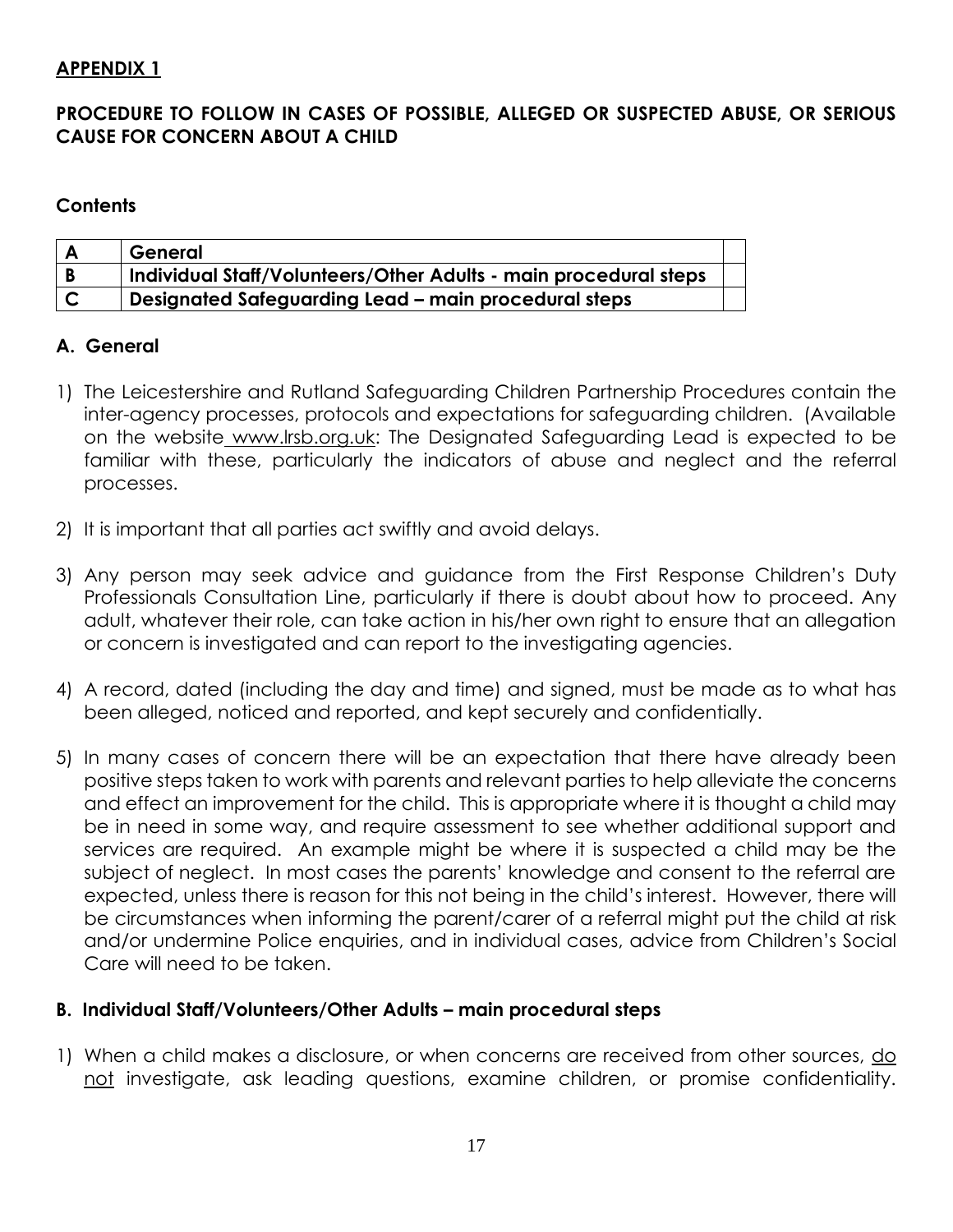**APPENDIX 1**

**PROCEDURE TO FOLLOW IN CASES OF POSSIBLE, ALLEGED OR SUSPECTED ABUSE, OR SERIOUS CAUSE FOR CONCERN ABOUT A CHILD**

**Contents**

| | | |
|---|---|---|
| **A** | **General** | |
| **B** | **Individual Staff/Volunteers/Other Adults - main procedural steps** | |
| **C** | **Designated Safeguarding Lead – main procedural steps** | |

## A. General

1) The Leicestershire and Rutland Safeguarding Children Partnership Procedures contain the inter-agency processes, protocols and expectations for safeguarding children. (Available on the website www.lrsb.org.uk: The Designated Safeguarding Lead is expected to be familiar with these, particularly the indicators of abuse and neglect and the referral processes.

2) It is important that all parties act swiftly and avoid delays.

3) Any person may seek advice and guidance from the First Response Children's Duty Professionals Consultation Line, particularly if there is doubt about how to proceed. Any adult, whatever their role, can take action in his/her own right to ensure that an allegation or concern is investigated and can report to the investigating agencies.

4) A record, dated (including the day and time) and signed, must be made as to what has been alleged, noticed and reported, and kept securely and confidentially.

5) In many cases of concern there will be an expectation that there have already been positive steps taken to work with parents and relevant parties to help alleviate the concerns and effect an improvement for the child. This is appropriate where it is thought a child may be in need in some way, and require assessment to see whether additional support and services are required. An example might be where it is suspected a child may be the subject of neglect. In most cases the parents' knowledge and consent to the referral are expected, unless there is reason for this not being in the child's interest. However, there will be circumstances when informing the parent/carer of a referral might put the child at risk and/or undermine Police enquiries, and in individual cases, advice from Children's Social Care will need to be taken.

## B. Individual Staff/Volunteers/Other Adults – main procedural steps

1) When a child makes a disclosure, or when concerns are received from other sources, do not investigate, ask leading questions, examine children, or promise confidentiality.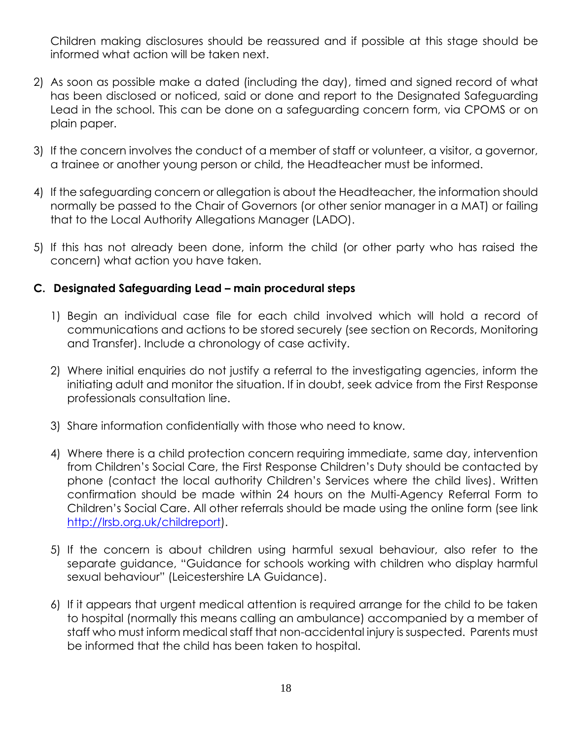Children making disclosures should be reassured and if possible at this stage should be informed what action will be taken next.

2) As soon as possible make a dated (including the day), timed and signed record of what has been disclosed or noticed, said or done and report to the Designated Safeguarding Lead in the school. This can be done on a safeguarding concern form, via CPOMS or on plain paper.

3) If the concern involves the conduct of a member of staff or volunteer, a visitor, a governor, a trainee or another young person or child, the Headteacher must be informed.

4) If the safeguarding concern or allegation is about the Headteacher, the information should normally be passed to the Chair of Governors (or other senior manager in a MAT) or failing that to the Local Authority Allegations Manager (LADO).

5) If this has not already been done, inform the child (or other party who has raised the concern) what action you have taken.

### C. Designated Safeguarding Lead – main procedural steps

1) Begin an individual case file for each child involved which will hold a record of communications and actions to be stored securely (see section on Records, Monitoring and Transfer). Include a chronology of case activity.

2) Where initial enquiries do not justify a referral to the investigating agencies, inform the initiating adult and monitor the situation. If in doubt, seek advice from the First Response professionals consultation line.

3) Share information confidentially with those who need to know.

4) Where there is a child protection concern requiring immediate, same day, intervention from Children's Social Care, the First Response Children's Duty should be contacted by phone (contact the local authority Children's Services where the child lives). Written confirmation should be made within 24 hours on the Multi-Agency Referral Form to Children's Social Care. All other referrals should be made using the online form (see link [http://lrsb.org.uk/childreport](http://lrsb.org.uk/childreport)).

5) If the concern is about children using harmful sexual behaviour, also refer to the separate guidance, "Guidance for schools working with children who display harmful sexual behaviour" (Leicestershire LA Guidance).

6) If it appears that urgent medical attention is required arrange for the child to be taken to hospital (normally this means calling an ambulance) accompanied by a member of staff who must inform medical staff that non-accidental injury is suspected. Parents must be informed that the child has been taken to hospital.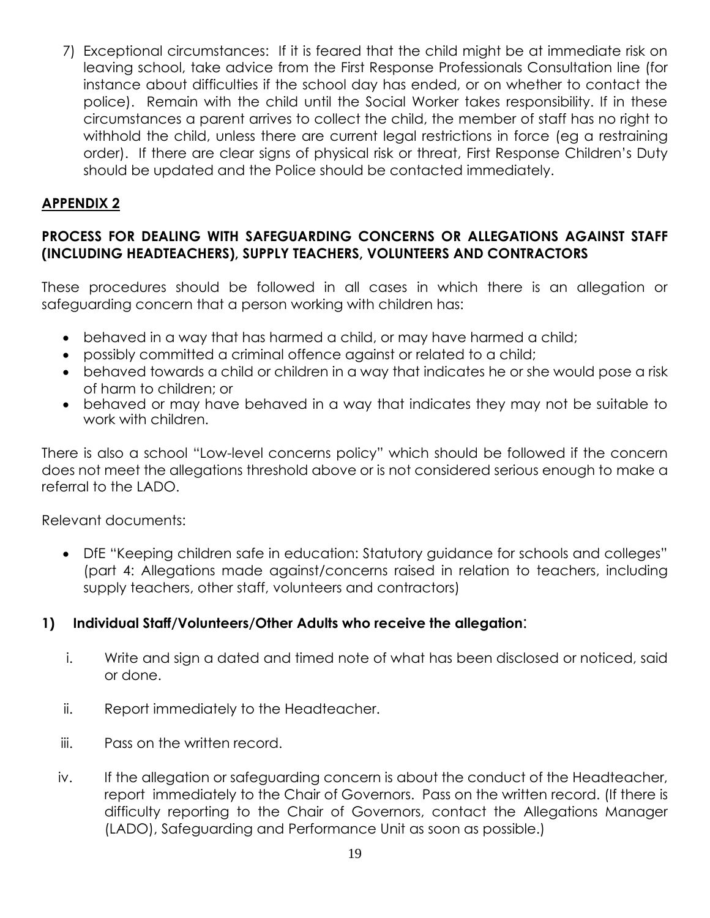7) Exceptional circumstances: If it is feared that the child might be at immediate risk on leaving school, take advice from the First Response Professionals Consultation line (for instance about difficulties if the school day has ended, or on whether to contact the police). Remain with the child until the Social Worker takes responsibility. If in these circumstances a parent arrives to collect the child, the member of staff has no right to withhold the child, unless there are current legal restrictions in force (eg a restraining order). If there are clear signs of physical risk or threat, First Response Children's Duty should be updated and the Police should be contacted immediately.

## APPENDIX 2

### PROCESS FOR DEALING WITH SAFEGUARDING CONCERNS OR ALLEGATIONS AGAINST STAFF (INCLUDING HEADTEACHERS), SUPPLY TEACHERS, VOLUNTEERS AND CONTRACTORS

These procedures should be followed in all cases in which there is an allegation or safeguarding concern that a person working with children has:

- behaved in a way that has harmed a child, or may have harmed a child;
- possibly committed a criminal offence against or related to a child;
- behaved towards a child or children in a way that indicates he or she would pose a risk of harm to children; or
- behaved or may have behaved in a way that indicates they may not be suitable to work with children.

There is also a school "Low-level concerns policy" which should be followed if the concern does not meet the allegations threshold above or is not considered serious enough to make a referral to the LADO.

Relevant documents:

- DfE "Keeping children safe in education: Statutory guidance for schools and colleges" (part 4: Allegations made against/concerns raised in relation to teachers, including supply teachers, other staff, volunteers and contractors)

### 1) Individual Staff/Volunteers/Other Adults who receive the allegation:

i. Write and sign a dated and timed note of what has been disclosed or noticed, said or done.

ii. Report immediately to the Headteacher.

iii. Pass on the written record.

iv. If the allegation or safeguarding concern is about the conduct of the Headteacher, report immediately to the Chair of Governors. Pass on the written record. (If there is difficulty reporting to the Chair of Governors, contact the Allegations Manager (LADO), Safeguarding and Performance Unit as soon as possible.)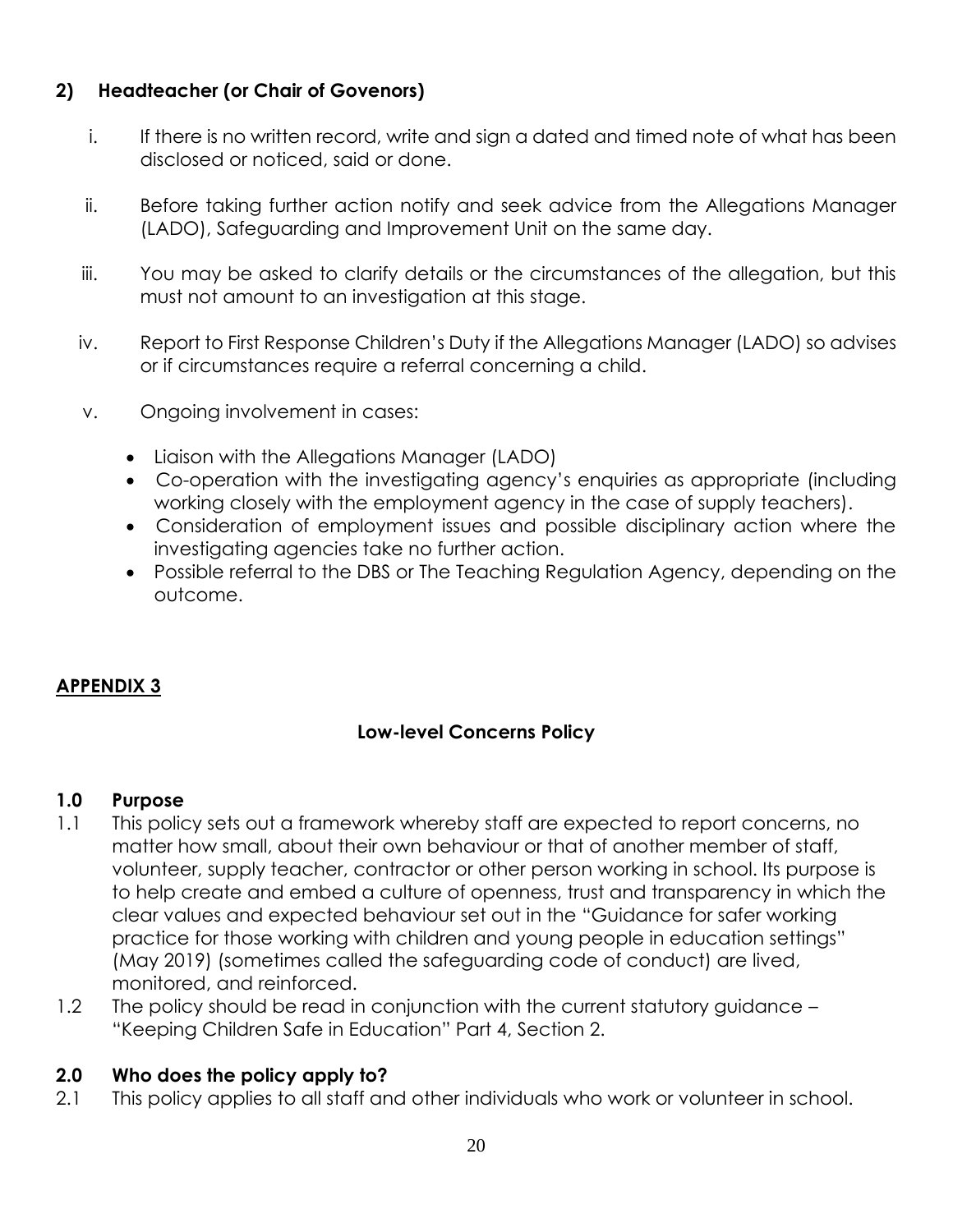### 2) Headteacher (or Chair of Govenors)

i. If there is no written record, write and sign a dated and timed note of what has been disclosed or noticed, said or done.

ii. Before taking further action notify and seek advice from the Allegations Manager (LADO), Safeguarding and Improvement Unit on the same day.

iii. You may be asked to clarify details or the circumstances of the allegation, but this must not amount to an investigation at this stage.

iv. Report to First Response Children's Duty if the Allegations Manager (LADO) so advises or if circumstances require a referral concerning a child.

v. Ongoing involvement in cases:

- Liaison with the Allegations Manager (LADO)
- Co-operation with the investigating agency's enquiries as appropriate (including working closely with the employment agency in the case of supply teachers).
- Consideration of employment issues and possible disciplinary action where the investigating agencies take no further action.
- Possible referral to the DBS or The Teaching Regulation Agency, depending on the outcome.

## APPENDIX 3

### Low-level Concerns Policy

#### 1.0 Purpose

1.1 This policy sets out a framework whereby staff are expected to report concerns, no matter how small, about their own behaviour or that of another member of staff, volunteer, supply teacher, contractor or other person working in school. Its purpose is to help create and embed a culture of openness, trust and transparency in which the clear values and expected behaviour set out in the "Guidance for safer working practice for those working with children and young people in education settings" (May 2019) (sometimes called the safeguarding code of conduct) are lived, monitored, and reinforced.

1.2 The policy should be read in conjunction with the current statutory guidance – "Keeping Children Safe in Education" Part 4, Section 2.

#### 2.0 Who does the policy apply to?

2.1 This policy applies to all staff and other individuals who work or volunteer in school.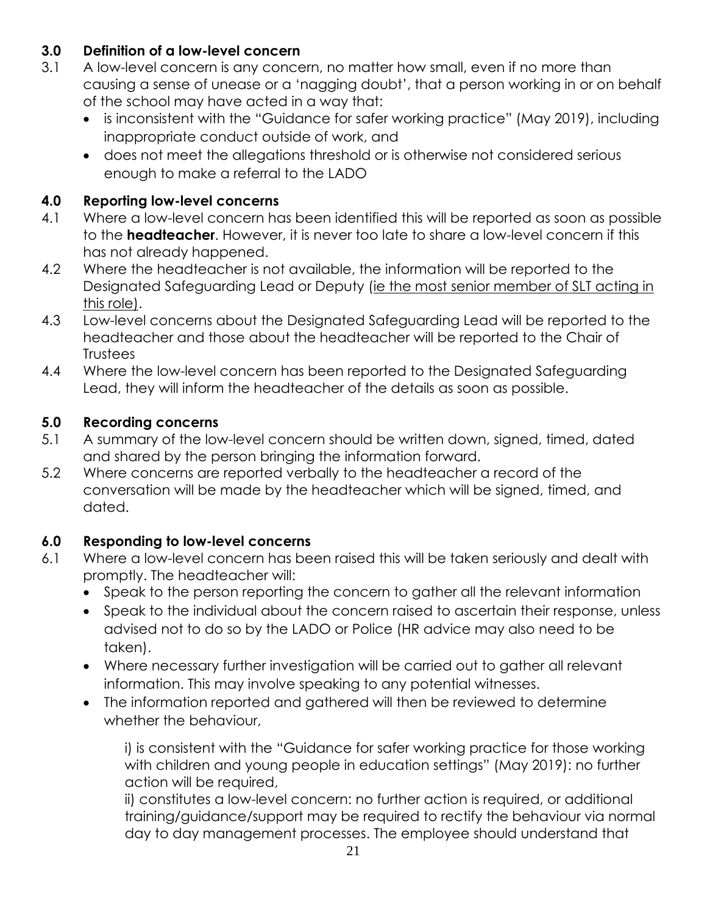## 3.0 Definition of a low-level concern

3.1 A low-level concern is any concern, no matter how small, even if no more than causing a sense of unease or a 'nagging doubt', that a person working in or on behalf of the school may have acted in a way that:

- is inconsistent with the "Guidance for safer working practice" (May 2019), including inappropriate conduct outside of work, and
- does not meet the allegations threshold or is otherwise not considered serious enough to make a referral to the LADO

## 4.0 Reporting low-level concerns

4.1 Where a low-level concern has been identified this will be reported as soon as possible to the **headteacher**. However, it is never too late to share a low-level concern if this has not already happened.

4.2 Where the headteacher is not available, the information will be reported to the Designated Safeguarding Lead or Deputy (ie the most senior member of SLT acting in this role).

4.3 Low-level concerns about the Designated Safeguarding Lead will be reported to the headteacher and those about the headteacher will be reported to the Chair of Trustees

4.4 Where the low-level concern has been reported to the Designated Safeguarding Lead, they will inform the headteacher of the details as soon as possible.

## 5.0 Recording concerns

5.1 A summary of the low-level concern should be written down, signed, timed, dated and shared by the person bringing the information forward.

5.2 Where concerns are reported verbally to the headteacher a record of the conversation will be made by the headteacher which will be signed, timed, and dated.

## 6.0 Responding to low-level concerns

6.1 Where a low-level concern has been raised this will be taken seriously and dealt with promptly. The headteacher will:

- Speak to the person reporting the concern to gather all the relevant information
- Speak to the individual about the concern raised to ascertain their response, unless advised not to do so by the LADO or Police (HR advice may also need to be taken).
- Where necessary further investigation will be carried out to gather all relevant information. This may involve speaking to any potential witnesses.
- The information reported and gathered will then be reviewed to determine whether the behaviour,

  i) is consistent with the "Guidance for safer working practice for those working with children and young people in education settings" (May 2019): no further action will be required,

  ii) constitutes a low-level concern: no further action is required, or additional training/guidance/support may be required to rectify the behaviour via normal day to day management processes. The employee should understand that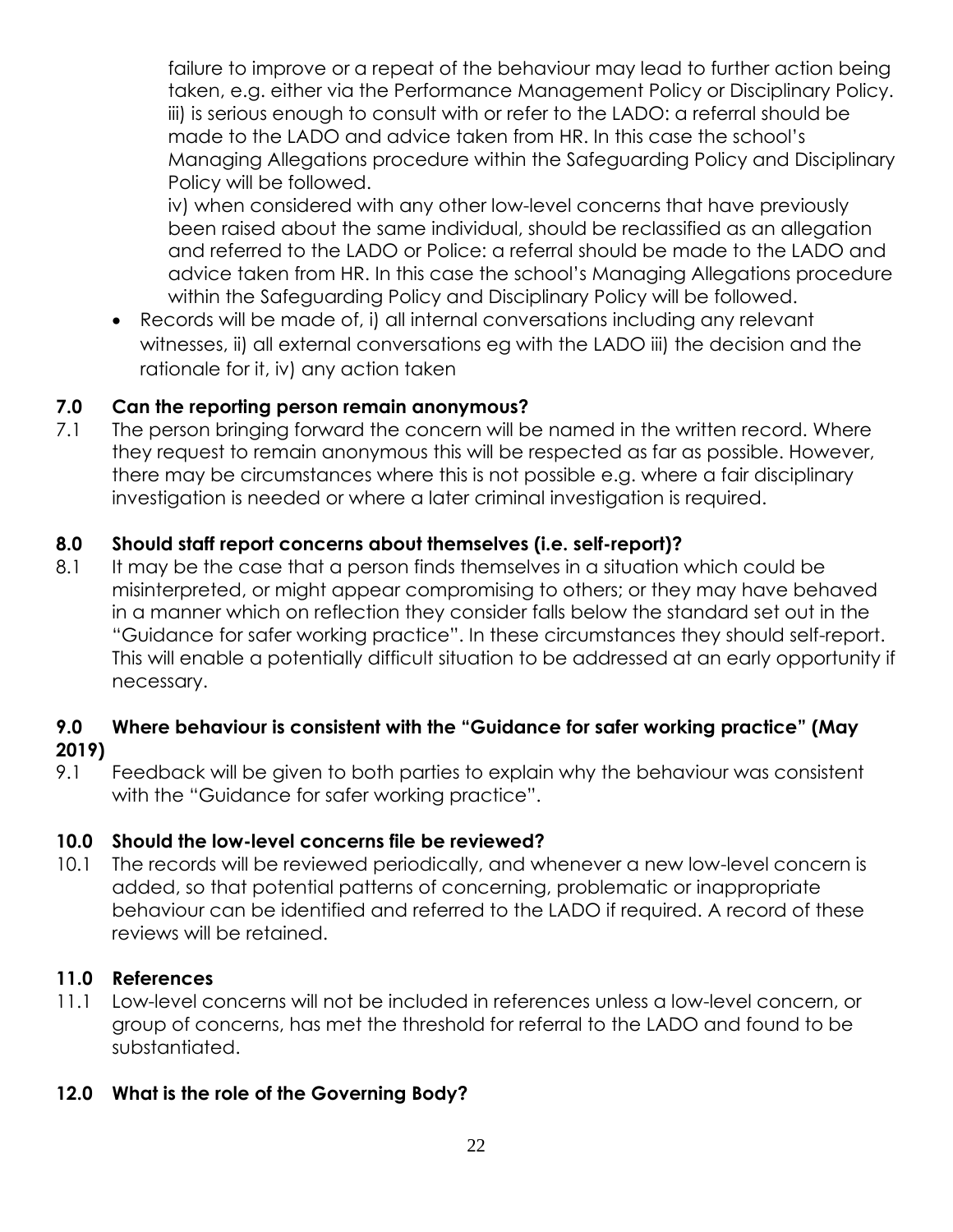failure to improve or a repeat of the behaviour may lead to further action being taken, e.g. either via the Performance Management Policy or Disciplinary Policy.
iii) is serious enough to consult with or refer to the LADO: a referral should be made to the LADO and advice taken from HR. In this case the school's Managing Allegations procedure within the Safeguarding Policy and Disciplinary Policy will be followed.
iv) when considered with any other low-level concerns that have previously been raised about the same individual, should be reclassified as an allegation and referred to the LADO or Police: a referral should be made to the LADO and advice taken from HR. In this case the school's Managing Allegations procedure within the Safeguarding Policy and Disciplinary Policy will be followed.

- Records will be made of, i) all internal conversations including any relevant witnesses, ii) all external conversations eg with the LADO iii) the decision and the rationale for it, iv) any action taken

## 7.0 Can the reporting person remain anonymous?

7.1 The person bringing forward the concern will be named in the written record. Where they request to remain anonymous this will be respected as far as possible. However, there may be circumstances where this is not possible e.g. where a fair disciplinary investigation is needed or where a later criminal investigation is required.

## 8.0 Should staff report concerns about themselves (i.e. self-report)?

8.1 It may be the case that a person finds themselves in a situation which could be misinterpreted, or might appear compromising to others; or they may have behaved in a manner which on reflection they consider falls below the standard set out in the "Guidance for safer working practice". In these circumstances they should self-report. This will enable a potentially difficult situation to be addressed at an early opportunity if necessary.

## 9.0 Where behaviour is consistent with the "Guidance for safer working practice" (May 2019)

9.1 Feedback will be given to both parties to explain why the behaviour was consistent with the "Guidance for safer working practice".

## 10.0 Should the low-level concerns file be reviewed?

10.1 The records will be reviewed periodically, and whenever a new low-level concern is added, so that potential patterns of concerning, problematic or inappropriate behaviour can be identified and referred to the LADO if required. A record of these reviews will be retained.

## 11.0 References

11.1 Low-level concerns will not be included in references unless a low-level concern, or group of concerns, has met the threshold for referral to the LADO and found to be substantiated.

## 12.0 What is the role of the Governing Body?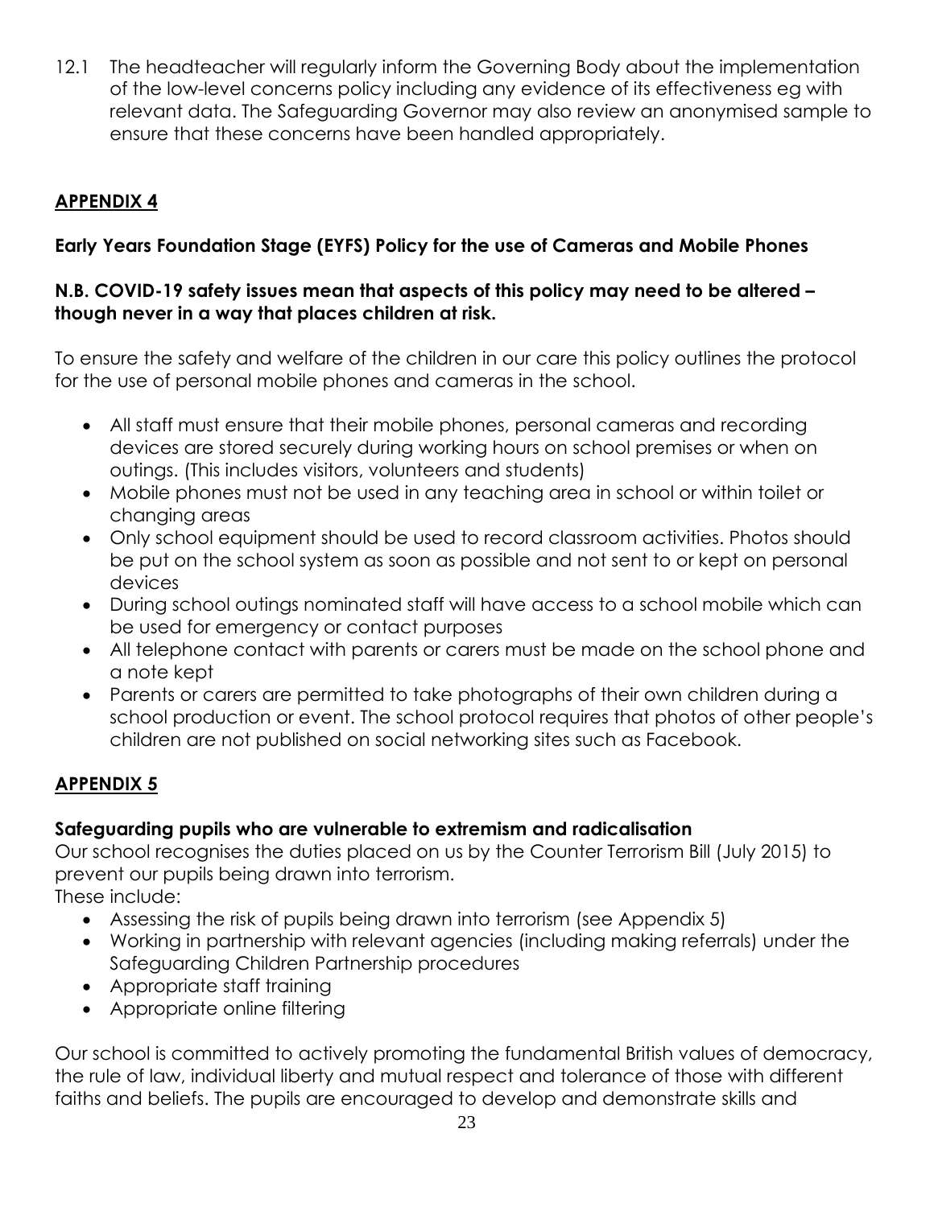12.1 The headteacher will regularly inform the Governing Body about the implementation of the low-level concerns policy including any evidence of its effectiveness eg with relevant data. The Safeguarding Governor may also review an anonymised sample to ensure that these concerns have been handled appropriately.

## APPENDIX 4

### Early Years Foundation Stage (EYFS) Policy for the use of Cameras and Mobile Phones

**N.B. COVID-19 safety issues mean that aspects of this policy may need to be altered – though never in a way that places children at risk.**

To ensure the safety and welfare of the children in our care this policy outlines the protocol for the use of personal mobile phones and cameras in the school.

- All staff must ensure that their mobile phones, personal cameras and recording devices are stored securely during working hours on school premises or when on outings. (This includes visitors, volunteers and students)
- Mobile phones must not be used in any teaching area in school or within toilet or changing areas
- Only school equipment should be used to record classroom activities. Photos should be put on the school system as soon as possible and not sent to or kept on personal devices
- During school outings nominated staff will have access to a school mobile which can be used for emergency or contact purposes
- All telephone contact with parents or carers must be made on the school phone and a note kept
- Parents or carers are permitted to take photographs of their own children during a school production or event. The school protocol requires that photos of other people's children are not published on social networking sites such as Facebook.

## APPENDIX 5

### Safeguarding pupils who are vulnerable to extremism and radicalisation

Our school recognises the duties placed on us by the Counter Terrorism Bill (July 2015) to prevent our pupils being drawn into terrorism.
These include:

- Assessing the risk of pupils being drawn into terrorism (see Appendix 5)
- Working in partnership with relevant agencies (including making referrals) under the Safeguarding Children Partnership procedures
- Appropriate staff training
- Appropriate online filtering

Our school is committed to actively promoting the fundamental British values of democracy, the rule of law, individual liberty and mutual respect and tolerance of those with different faiths and beliefs. The pupils are encouraged to develop and demonstrate skills and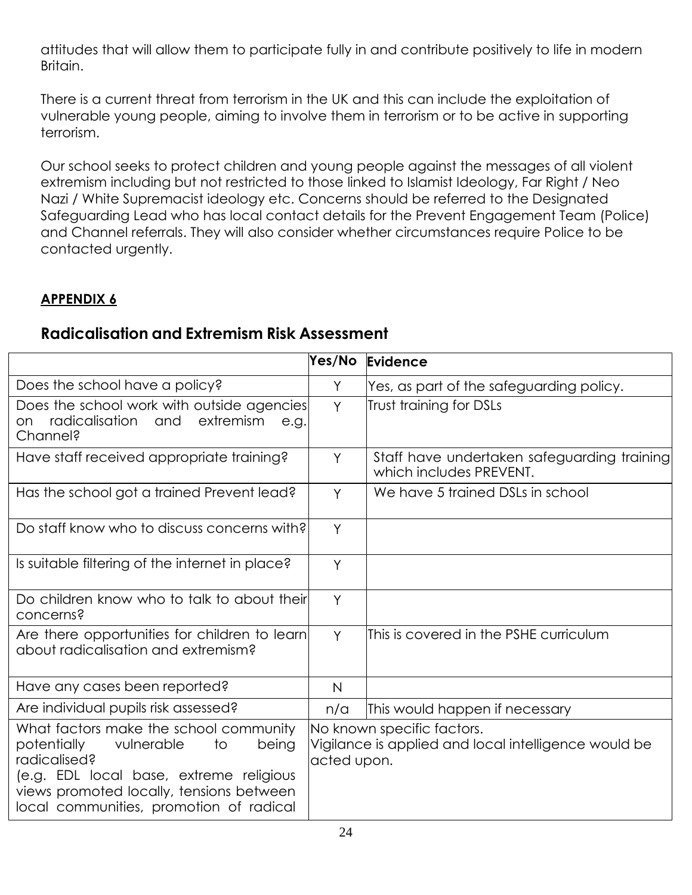attitudes that will allow them to participate fully in and contribute positively to life in modern Britain.

There is a current threat from terrorism in the UK and this can include the exploitation of vulnerable young people, aiming to involve them in terrorism or to be active in supporting terrorism.

Our school seeks to protect children and young people against the messages of all violent extremism including but not restricted to those linked to Islamist Ideology, Far Right / Neo Nazi / White Supremacist ideology etc. Concerns should be referred to the Designated Safeguarding Lead who has local contact details for the Prevent Engagement Team (Police) and Channel referrals. They will also consider whether circumstances require Police to be contacted urgently.

**APPENDIX 6**

## Radicalisation and Extremism Risk Assessment

| | Yes/No | Evidence |
|---|---|---|
| Does the school have a policy? | Y | Yes, as part of the safeguarding policy. |
| Does the school work with outside agencies on radicalisation and extremism e.g. Channel? | Y | Trust training for DSLs |
| Have staff received appropriate training? | Y | Staff have undertaken safeguarding training which includes PREVENT. |
| Has the school got a trained Prevent lead? | Y | We have 5 trained DSLs in school |
| Do staff know who to discuss concerns with? | Y | |
| Is suitable filtering of the internet in place? | Y | |
| Do children know who to talk to about their concerns? | Y | |
| Are there opportunities for children to learn about radicalisation and extremism? | Y | This is covered in the PSHE curriculum |
| Have any cases been reported? | N | |
| Are individual pupils risk assessed? | n/a | This would happen if necessary |
| What factors make the school community potentially vulnerable to being radicalised? (e.g. EDL local base, extreme religious views promoted locally, tensions between local communities, promotion of radical | No known specific factors. Vigilance is applied and local intelligence would be acted upon. | |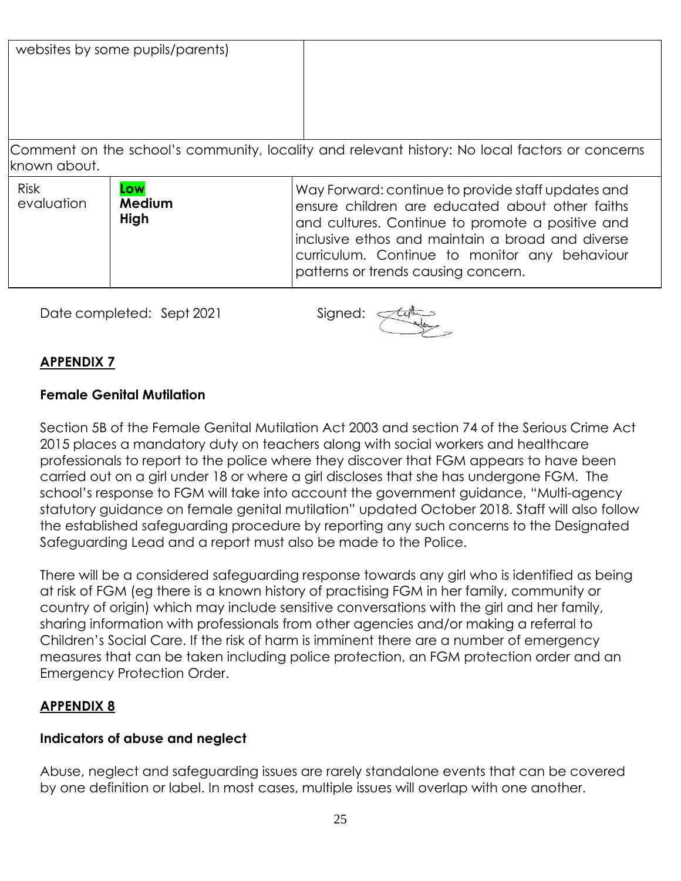| websites by some pupils/parents) | |
|---|---|

Comment on the school's community, locality and relevant history: No local factors or concerns known about.

| Risk evaluation | Low<br>**Medium**<br>**High** | Way Forward: continue to provide staff updates and ensure children are educated about other faiths and cultures. Continue to promote a positive and inclusive ethos and maintain a broad and diverse curriculum. Continue to monitor any behaviour patterns or trends causing concern. |
|---|---|---|

Date completed: Sept 2021 Signed:

## APPENDIX 7

### Female Genital Mutilation

Section 5B of the Female Genital Mutilation Act 2003 and section 74 of the Serious Crime Act 2015 places a mandatory duty on teachers along with social workers and healthcare professionals to report to the police where they discover that FGM appears to have been carried out on a girl under 18 or where a girl discloses that she has undergone FGM. The school's response to FGM will take into account the government guidance, "Multi-agency statutory guidance on female genital mutilation" updated October 2018. Staff will also follow the established safeguarding procedure by reporting any such concerns to the Designated Safeguarding Lead and a report must also be made to the Police.

There will be a considered safeguarding response towards any girl who is identified as being at risk of FGM (eg there is a known history of practising FGM in her family, community or country of origin) which may include sensitive conversations with the girl and her family, sharing information with professionals from other agencies and/or making a referral to Children's Social Care. If the risk of harm is imminent there are a number of emergency measures that can be taken including police protection, an FGM protection order and an Emergency Protection Order.

## APPENDIX 8

### Indicators of abuse and neglect

Abuse, neglect and safeguarding issues are rarely standalone events that can be covered by one definition or label. In most cases, multiple issues will overlap with one another.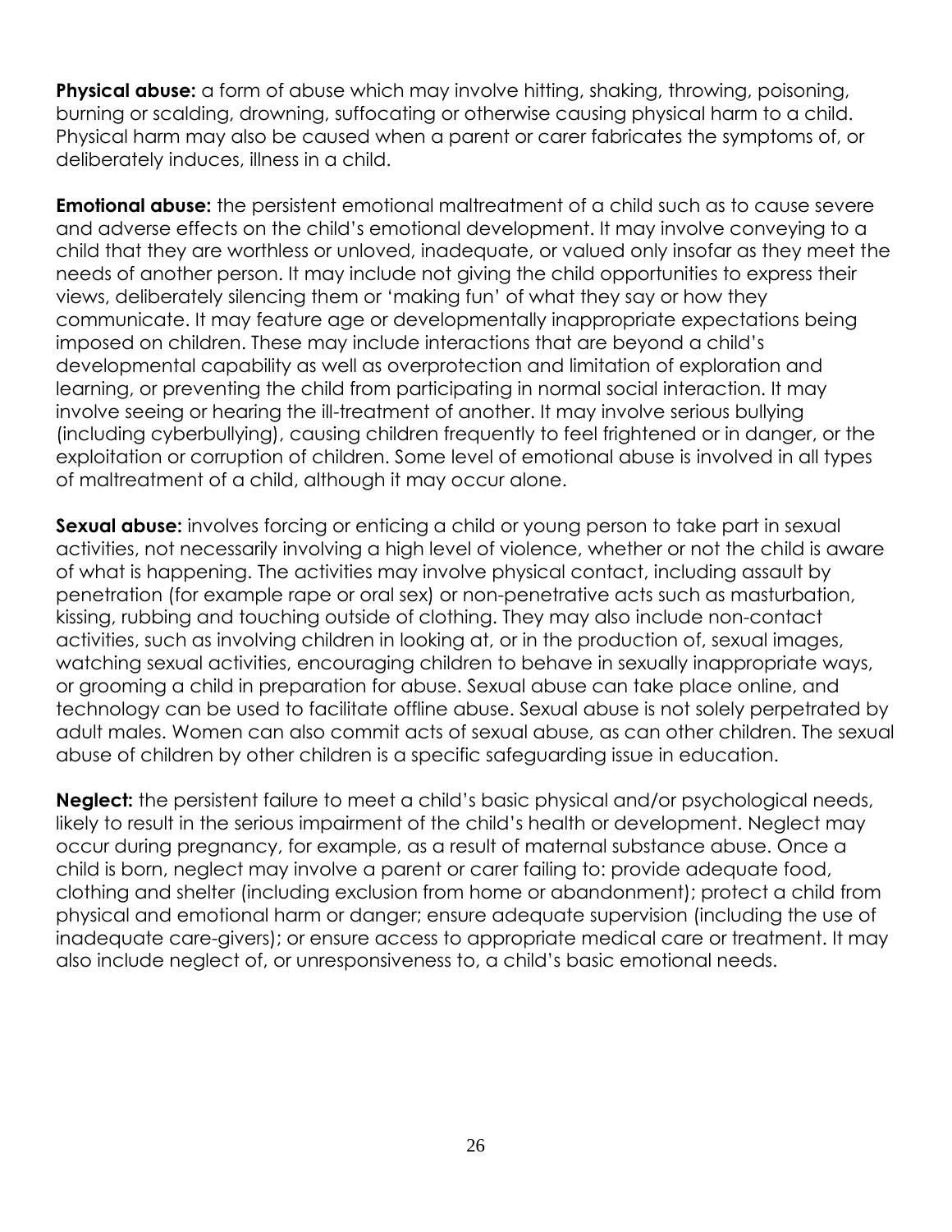**Physical abuse:** a form of abuse which may involve hitting, shaking, throwing, poisoning, burning or scalding, drowning, suffocating or otherwise causing physical harm to a child. Physical harm may also be caused when a parent or carer fabricates the symptoms of, or deliberately induces, illness in a child.

**Emotional abuse:** the persistent emotional maltreatment of a child such as to cause severe and adverse effects on the child's emotional development. It may involve conveying to a child that they are worthless or unloved, inadequate, or valued only insofar as they meet the needs of another person. It may include not giving the child opportunities to express their views, deliberately silencing them or 'making fun' of what they say or how they communicate. It may feature age or developmentally inappropriate expectations being imposed on children. These may include interactions that are beyond a child's developmental capability as well as overprotection and limitation of exploration and learning, or preventing the child from participating in normal social interaction. It may involve seeing or hearing the ill-treatment of another. It may involve serious bullying (including cyberbullying), causing children frequently to feel frightened or in danger, or the exploitation or corruption of children. Some level of emotional abuse is involved in all types of maltreatment of a child, although it may occur alone.

**Sexual abuse:** involves forcing or enticing a child or young person to take part in sexual activities, not necessarily involving a high level of violence, whether or not the child is aware of what is happening. The activities may involve physical contact, including assault by penetration (for example rape or oral sex) or non-penetrative acts such as masturbation, kissing, rubbing and touching outside of clothing. They may also include non-contact activities, such as involving children in looking at, or in the production of, sexual images, watching sexual activities, encouraging children to behave in sexually inappropriate ways, or grooming a child in preparation for abuse. Sexual abuse can take place online, and technology can be used to facilitate offline abuse. Sexual abuse is not solely perpetrated by adult males. Women can also commit acts of sexual abuse, as can other children. The sexual abuse of children by other children is a specific safeguarding issue in education.

**Neglect:** the persistent failure to meet a child's basic physical and/or psychological needs, likely to result in the serious impairment of the child's health or development. Neglect may occur during pregnancy, for example, as a result of maternal substance abuse. Once a child is born, neglect may involve a parent or carer failing to: provide adequate food, clothing and shelter (including exclusion from home or abandonment); protect a child from physical and emotional harm or danger; ensure adequate supervision (including the use of inadequate care-givers); or ensure access to appropriate medical care or treatment. It may also include neglect of, or unresponsiveness to, a child's basic emotional needs.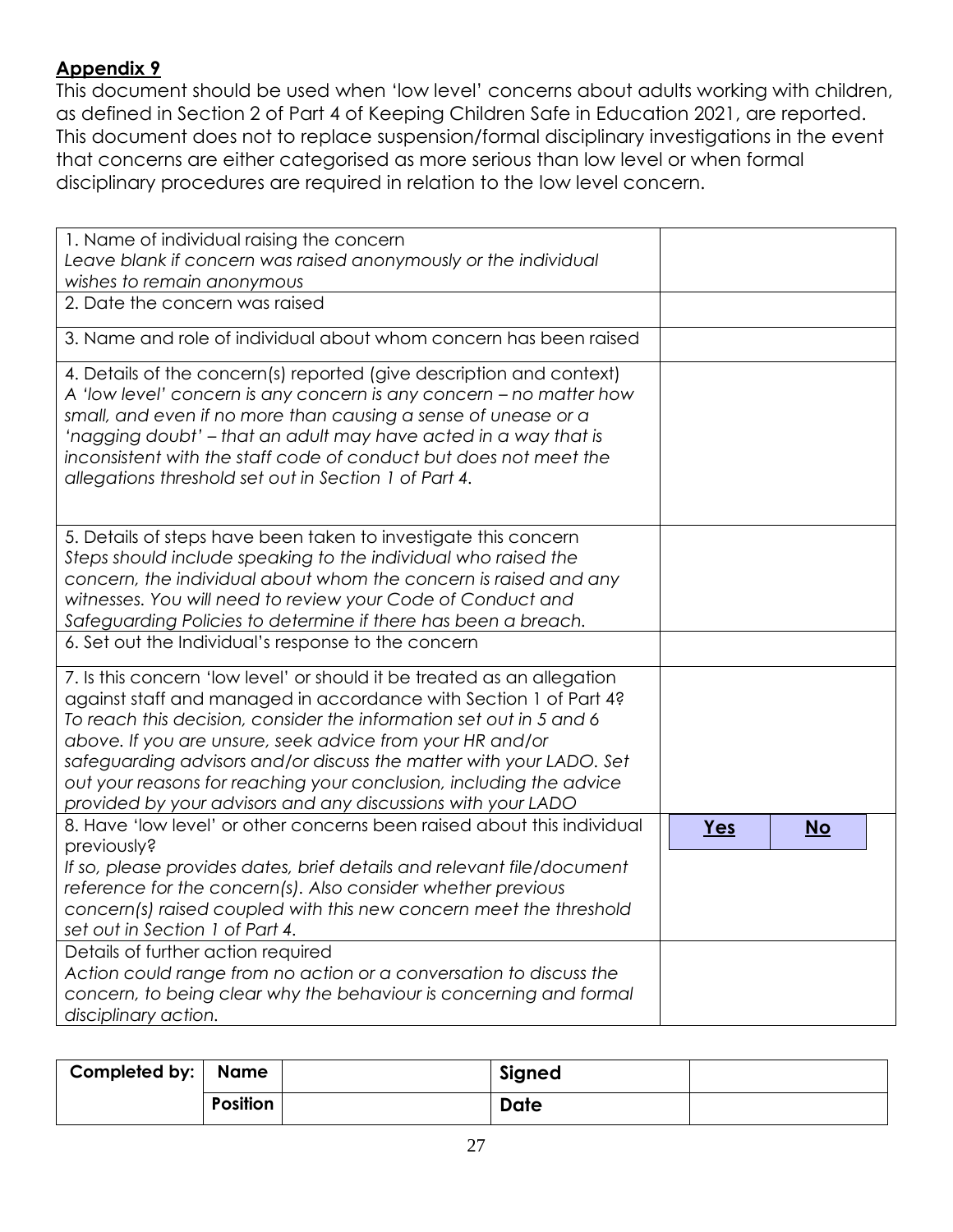**Appendix 9**

This document should be used when 'low level' concerns about adults working with children, as defined in Section 2 of Part 4 of Keeping Children Safe in Education 2021, are reported. This document does not to replace suspension/formal disciplinary investigations in the event that concerns are either categorised as more serious than low level or when formal disciplinary procedures are required in relation to the low level concern.

| | |
|---|---|
| 1. Name of individual raising the concern<br>*Leave blank if concern was raised anonymously or the individual wishes to remain anonymous* | |
| 2. Date the concern was raised | |
| 3. Name and role of individual about whom concern has been raised | |
| 4. Details of the concern(s) reported (give description and context)<br>*A 'low level' concern is any concern is any concern – no matter how small, and even if no more than causing a sense of unease or a 'nagging doubt' – that an adult may have acted in a way that is inconsistent with the staff code of conduct but does not meet the allegations threshold set out in Section 1 of Part 4.* | |
| 5. Details of steps have been taken to investigate this concern<br>*Steps should include speaking to the individual who raised the concern, the individual about whom the concern is raised and any witnesses. You will need to review your Code of Conduct and Safeguarding Policies to determine if there has been a breach.* | |
| 6. Set out the Individual's response to the concern | |
| 7. Is this concern 'low level' or should it be treated as an allegation against staff and managed in accordance with Section 1 of Part 4?<br>*To reach this decision, consider the information set out in 5 and 6 above. If you are unsure, seek advice from your HR and/or safeguarding advisors and/or discuss the matter with your LADO. Set out your reasons for reaching your conclusion, including the advice provided by your advisors and any discussions with your LADO* | |
| 8. Have 'low level' or other concerns been raised about this individual previously?<br>*If so, please provides dates, brief details and relevant file/document reference for the concern(s). Also consider whether previous concern(s) raised coupled with this new concern meet the threshold set out in Section 1 of Part 4.* | **Yes** / **No** |
| Details of further action required<br>*Action could range from no action or a conversation to discuss the concern, to being clear why the behaviour is concerning and formal disciplinary action.* | |

| **Completed by:** | **Name** | | **Signed** | |
|---|---|---|---|---|
| | **Position** | | **Date** | |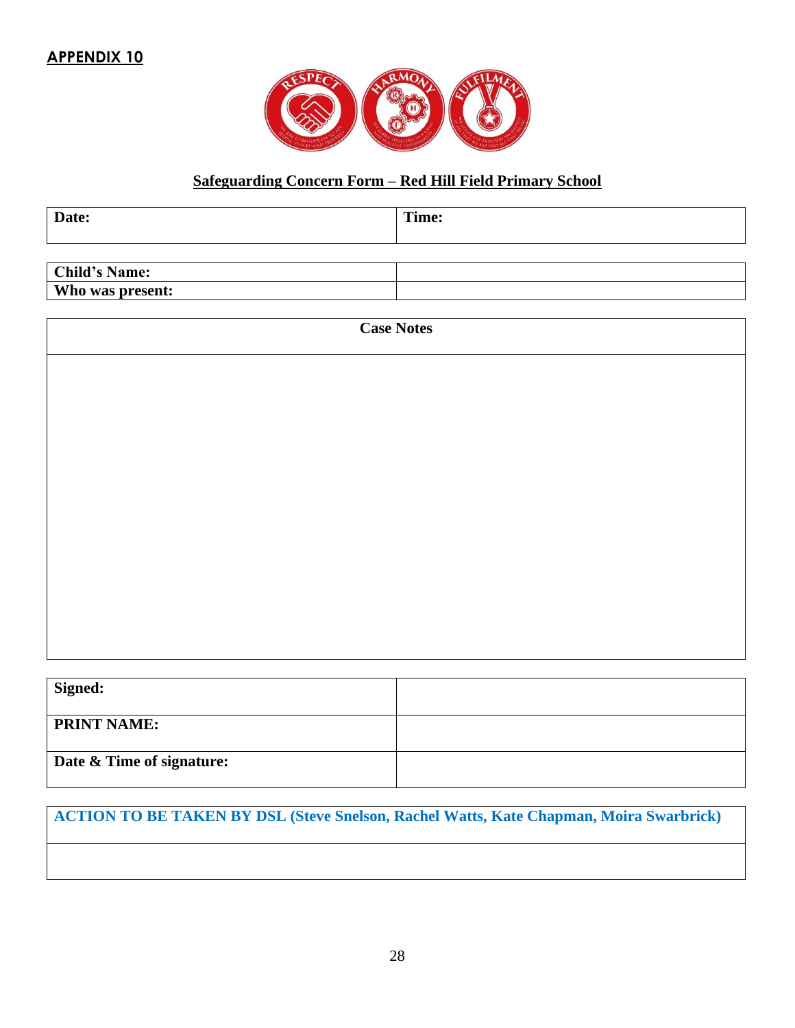## APPENDIX 10

**Safeguarding Concern Form – Red Hill Field Primary School**

| **Date:** | **Time:** |
|---|---|

| **Child's Name:** | |
|---|---|
| **Who was present:** | |

| **Case Notes** |
|---|
| |

| **Signed:** | |
|---|---|
| **PRINT NAME:** | |
| **Date & Time of signature:** | |

| **ACTION TO BE TAKEN BY DSL (Steve Snelson, Rachel Watts, Kate Chapman, Moira Swarbrick)** |
|---|
| |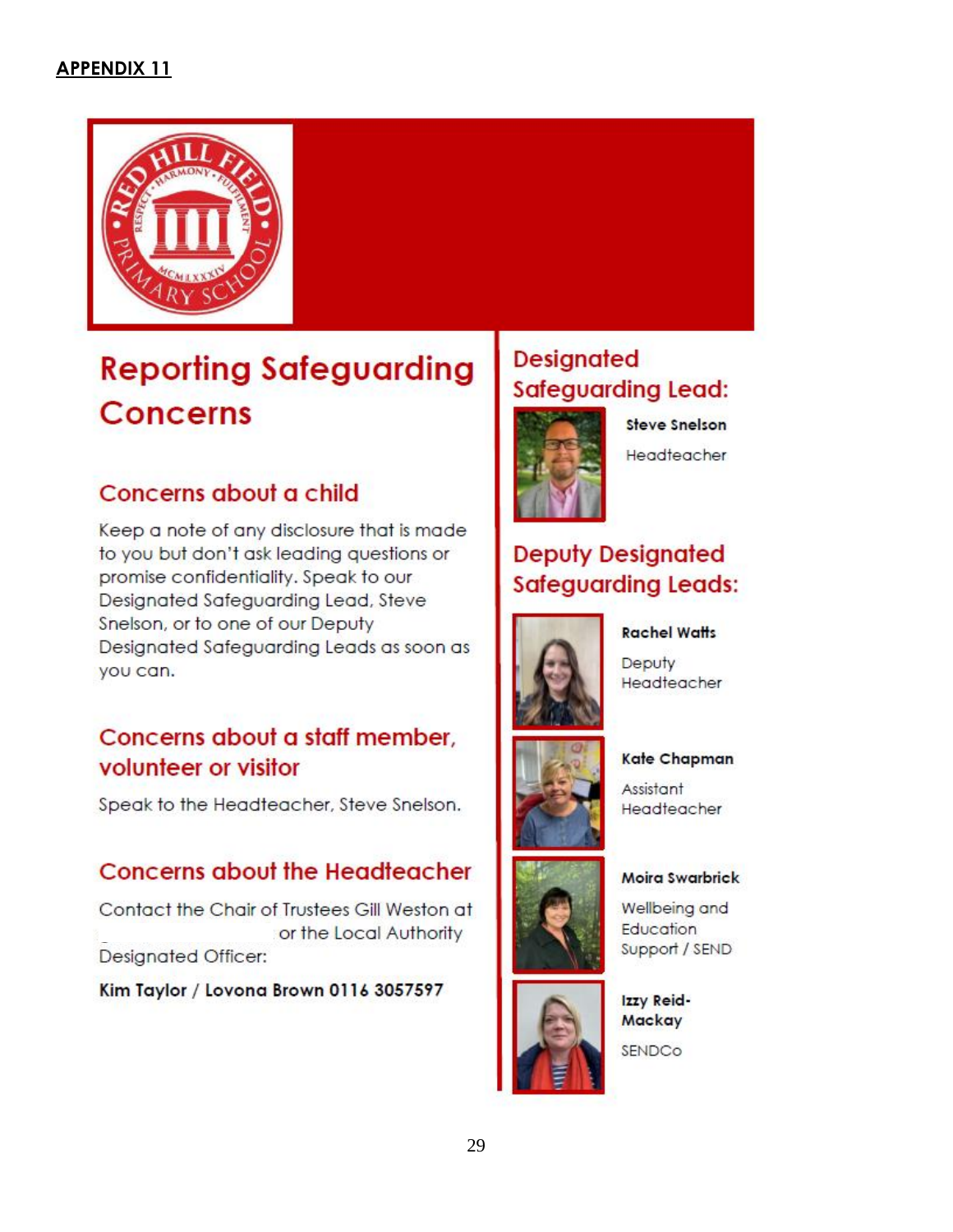**APPENDIX 11**

# Reporting Safeguarding Concerns

## Concerns about a child

Keep a note of any disclosure that is made to you but don't ask leading questions or promise confidentiality. Speak to our Designated Safeguarding Lead, Steve Snelson, or to one of our Deputy Designated Safeguarding Leads as soon as you can.

## Concerns about a staff member, volunteer or visitor

Speak to the Headteacher, Steve Snelson.

## Concerns about the Headteacher

Contact the Chair of Trustees Gill Weston at or the Local Authority Designated Officer:

**Kim Taylor / Lovona Brown 0116 3057597**

## Designated Safeguarding Lead:

**Steve Snelson**

Headteacher

## Deputy Designated Safeguarding Leads:

**Rachel Watts**

Deputy Headteacher

**Kate Chapman**

Assistant Headteacher

**Moira Swarbrick**

Wellbeing and Education Support / SEND

**Izzy Reid-Mackay**

SENDCo